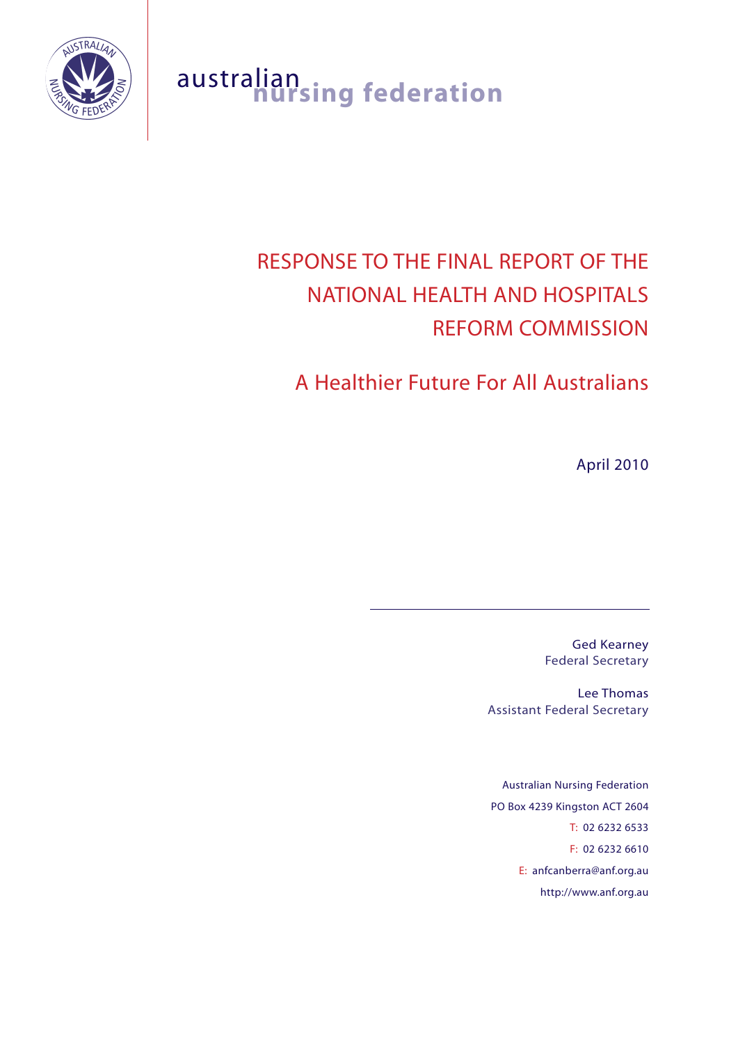australian nursing federation

# RESPONSE TO THE FINAL REPORT OF THE NATIONAL HEALTH AND HOSPITALS REFORM COMMISSION

## A Healthier Future For All Australians

April 2010

Ged Kearney
Federal Secretary

Lee Thomas
Assistant Federal Secretary

Australian Nursing Federation
PO Box 4239 Kingston ACT 2604
T: 02 6232 6533
F: 02 6232 6610
E: anfcanberra@anf.org.au
http://www.anf.org.au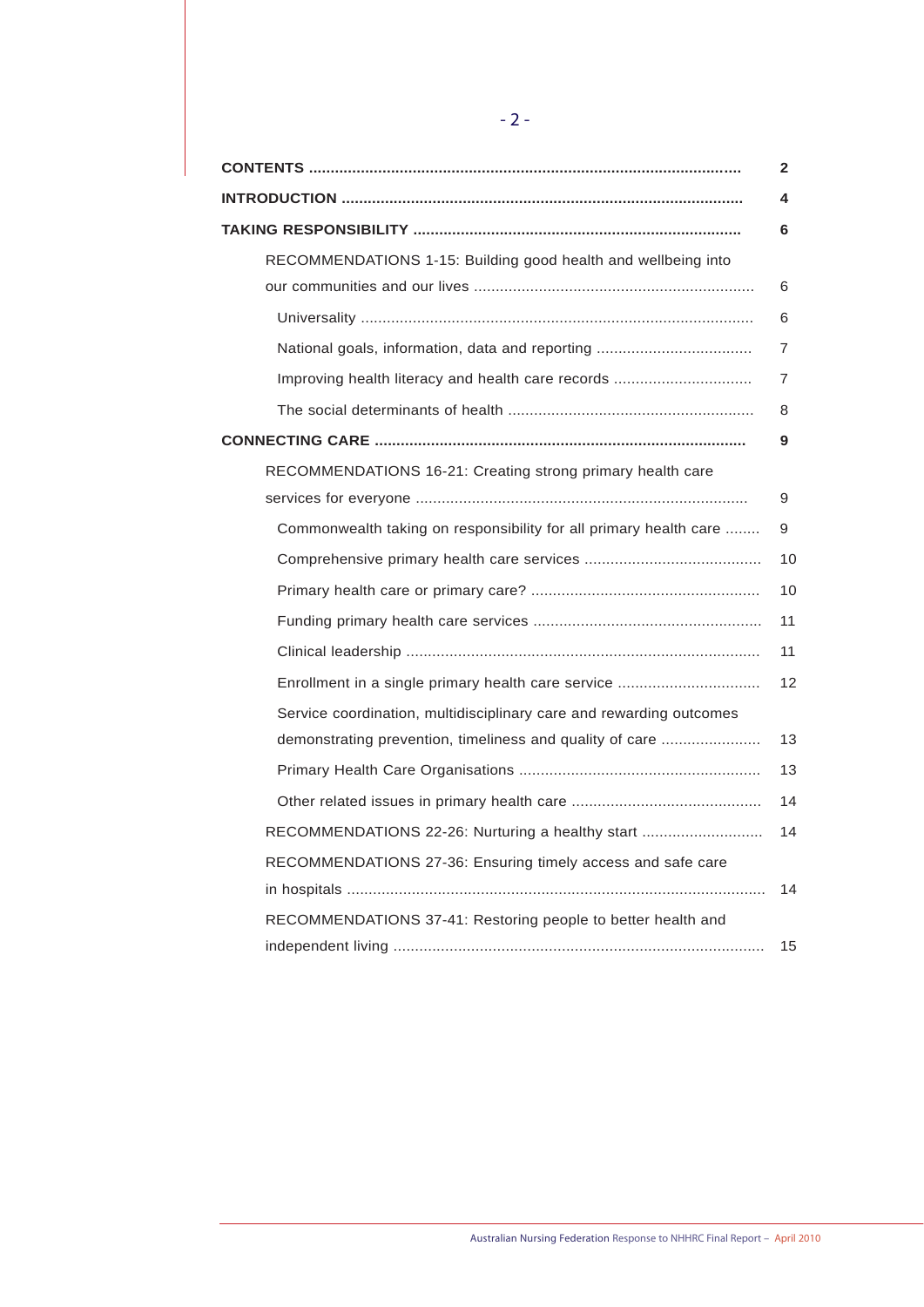| | |
|---|---|
| **CONTENTS** | **2** |
| **INTRODUCTION** | **4** |
| **TAKING RESPONSIBILITY** | **6** |
| RECOMMENDATIONS 1-15: Building good health and wellbeing into our communities and our lives | 6 |
| Universality | 6 |
| National goals, information, data and reporting | 7 |
| Improving health literacy and health care records | 7 |
| The social determinants of health | 8 |
| **CONNECTING CARE** | **9** |
| RECOMMENDATIONS 16-21: Creating strong primary health care services for everyone | 9 |
| Commonwealth taking on responsibility for all primary health care | 9 |
| Comprehensive primary health care services | 10 |
| Primary health care or primary care? | 10 |
| Funding primary health care services | 11 |
| Clinical leadership | 11 |
| Enrollment in a single primary health care service | 12 |
| Service coordination, multidisciplinary care and rewarding outcomes demonstrating prevention, timeliness and quality of care | 13 |
| Primary Health Care Organisations | 13 |
| Other related issues in primary health care | 14 |
| RECOMMENDATIONS 22-26: Nurturing a healthy start | 14 |
| RECOMMENDATIONS 27-36: Ensuring timely access and safe care in hospitals | 14 |
| RECOMMENDATIONS 37-41: Restoring people to better health and independent living | 15 |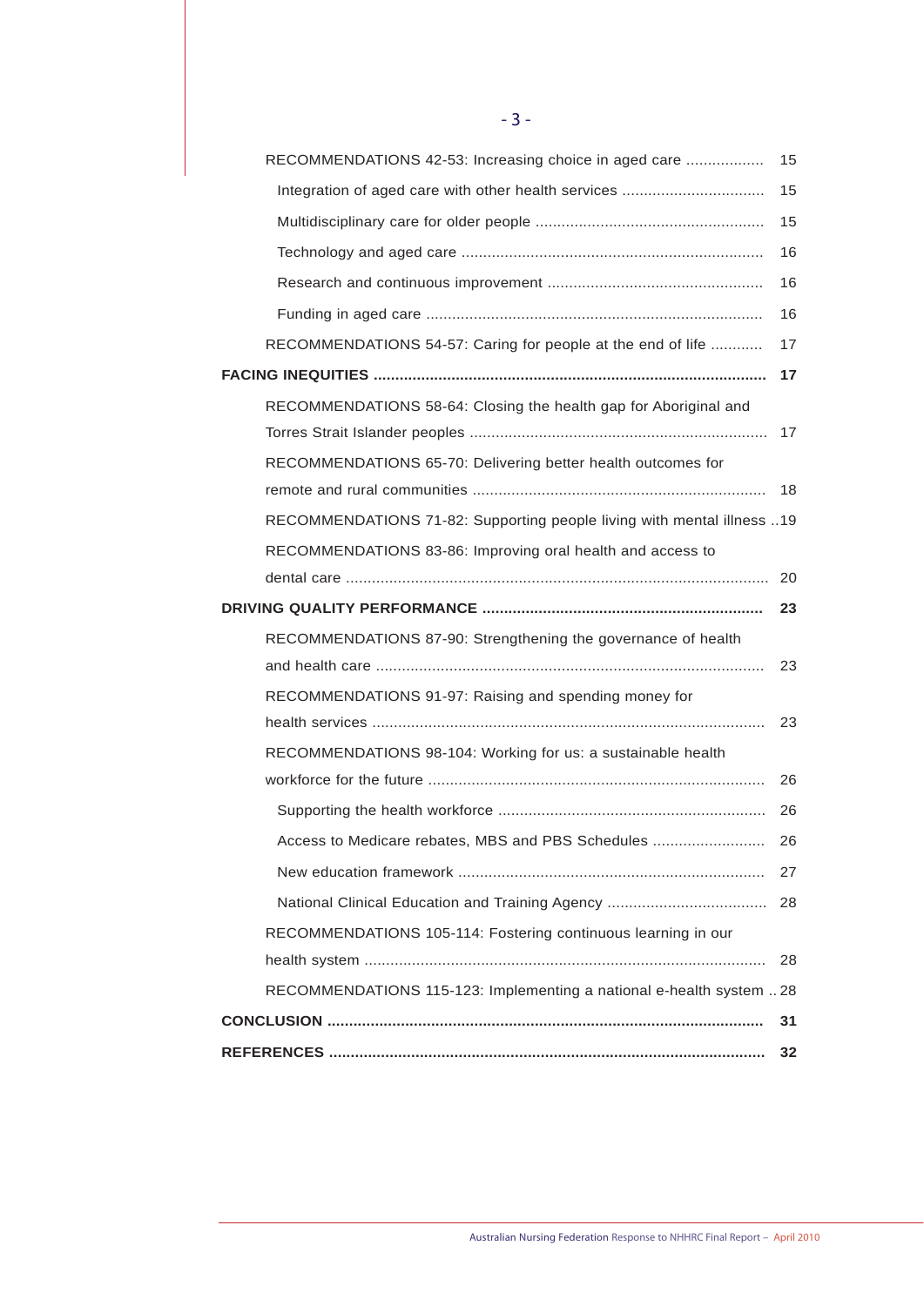- RECOMMENDATIONS 42-53: Increasing choice in aged care .................. 15
  - Integration of aged care with other health services ................................ 15
  - Multidisciplinary care for older people .................................................... 15
  - Technology and aged care ..................................................................... 16
  - Research and continuous improvement ................................................. 16
  - Funding in aged care ............................................................................. 16
- RECOMMENDATIONS 54-57: Caring for people at the end of life ........... 17

**FACING INEQUITIES ......................................................................................... 17**

- RECOMMENDATIONS 58-64: Closing the health gap for Aboriginal and Torres Strait Islander peoples .................................................................... 17
- RECOMMENDATIONS 65-70: Delivering better health outcomes for remote and rural communities ................................................................... 18
- RECOMMENDATIONS 71-82: Supporting people living with mental illness ..19
- RECOMMENDATIONS 83-86: Improving oral health and access to dental care ................................................................................................. 20

**DRIVING QUALITY PERFORMANCE ................................................................ 23**

- RECOMMENDATIONS 87-90: Strengthening the governance of health and health care ......................................................................................... 23
- RECOMMENDATIONS 91-97: Raising and spending money for health services .......................................................................................... 23
- RECOMMENDATIONS 98-104: Working for us: a sustainable health workforce for the future ............................................................................. 26
  - Supporting the health workforce ............................................................. 26
  - Access to Medicare rebates, MBS and PBS Schedules .......................... 26
  - New education framework ...................................................................... 27
  - National Clinical Education and Training Agency .................................... 28
- RECOMMENDATIONS 105-114: Fostering continuous learning in our health system ............................................................................................ 28
- RECOMMENDATIONS 115-123: Implementing a national e-health system .. 28

**CONCLUSION ................................................................................................... 31**

**REFERENCES .................................................................................................... 32**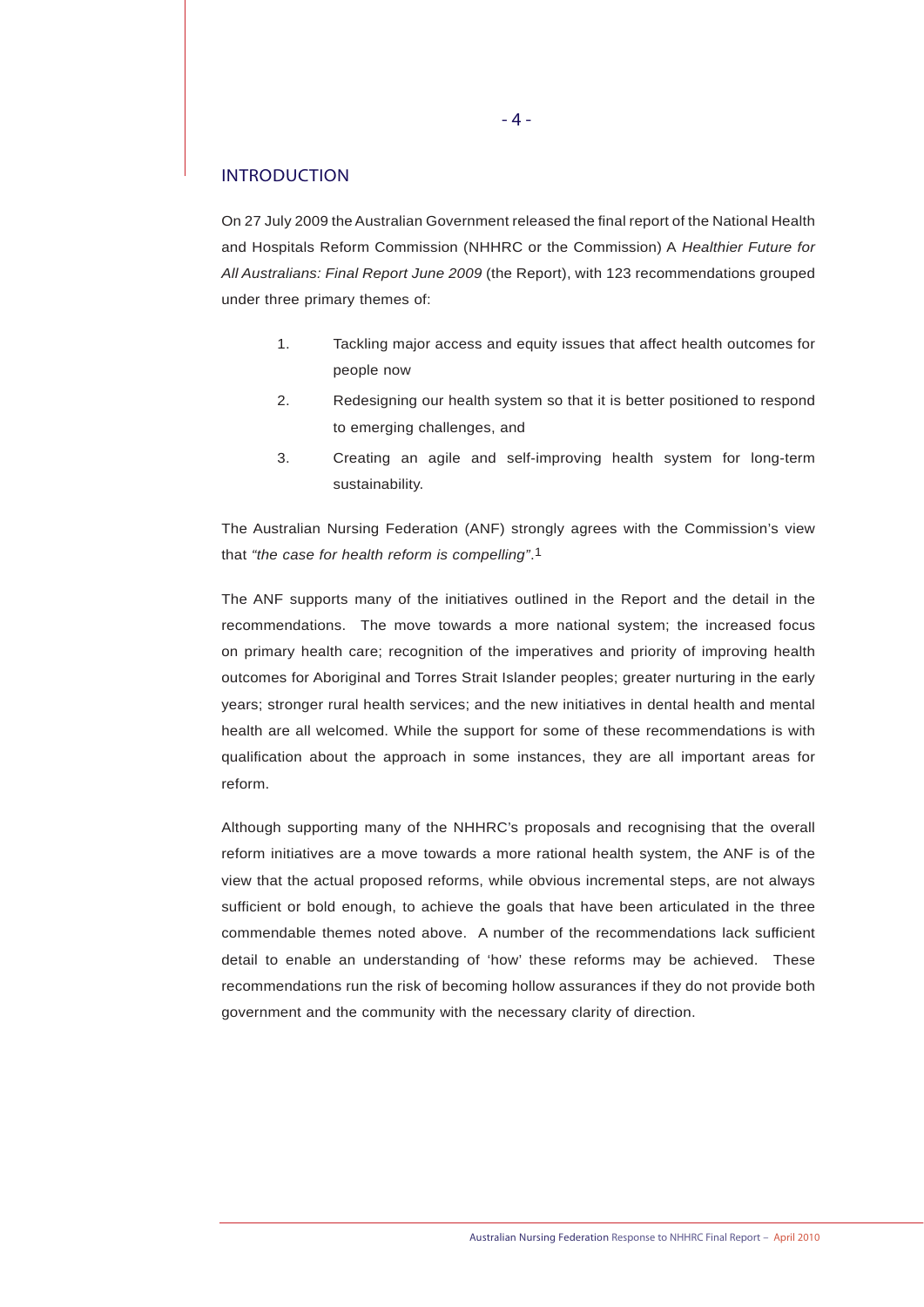## INTRODUCTION

On 27 July 2009 the Australian Government released the final report of the National Health and Hospitals Reform Commission (NHHRC or the Commission) A *Healthier Future for All Australians: Final Report June 2009* (the Report), with 123 recommendations grouped under three primary themes of:

1. Tackling major access and equity issues that affect health outcomes for people now
2. Redesigning our health system so that it is better positioned to respond to emerging challenges, and
3. Creating an agile and self-improving health system for long-term sustainability.

The Australian Nursing Federation (ANF) strongly agrees with the Commission's view that *"the case for health reform is compelling"*.[1]

The ANF supports many of the initiatives outlined in the Report and the detail in the recommendations. The move towards a more national system; the increased focus on primary health care; recognition of the imperatives and priority of improving health outcomes for Aboriginal and Torres Strait Islander peoples; greater nurturing in the early years; stronger rural health services; and the new initiatives in dental health and mental health are all welcomed. While the support for some of these recommendations is with qualification about the approach in some instances, they are all important areas for reform.

Although supporting many of the NHHRC's proposals and recognising that the overall reform initiatives are a move towards a more rational health system, the ANF is of the view that the actual proposed reforms, while obvious incremental steps, are not always sufficient or bold enough, to achieve the goals that have been articulated in the three commendable themes noted above. A number of the recommendations lack sufficient detail to enable an understanding of 'how' these reforms may be achieved. These recommendations run the risk of becoming hollow assurances if they do not provide both government and the community with the necessary clarity of direction.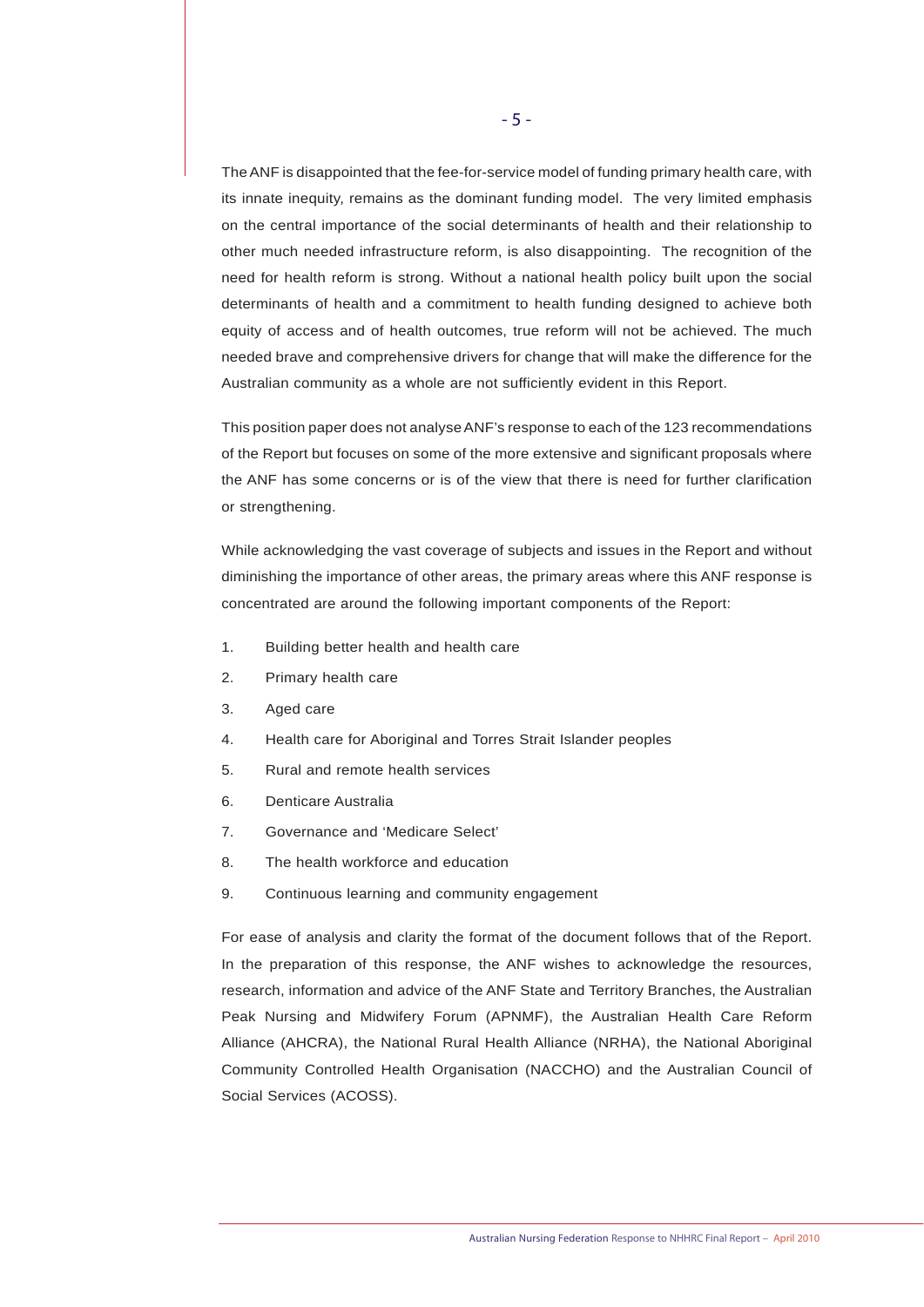The ANF is disappointed that the fee-for-service model of funding primary health care, with its innate inequity, remains as the dominant funding model. The very limited emphasis on the central importance of the social determinants of health and their relationship to other much needed infrastructure reform, is also disappointing. The recognition of the need for health reform is strong. Without a national health policy built upon the social determinants of health and a commitment to health funding designed to achieve both equity of access and of health outcomes, true reform will not be achieved. The much needed brave and comprehensive drivers for change that will make the difference for the Australian community as a whole are not sufficiently evident in this Report.

This position paper does not analyse ANF's response to each of the 123 recommendations of the Report but focuses on some of the more extensive and significant proposals where the ANF has some concerns or is of the view that there is need for further clarification or strengthening.

While acknowledging the vast coverage of subjects and issues in the Report and without diminishing the importance of other areas, the primary areas where this ANF response is concentrated are around the following important components of the Report:

1. Building better health and health care
2. Primary health care
3. Aged care
4. Health care for Aboriginal and Torres Strait Islander peoples
5. Rural and remote health services
6. Denticare Australia
7. Governance and 'Medicare Select'
8. The health workforce and education
9. Continuous learning and community engagement

For ease of analysis and clarity the format of the document follows that of the Report. In the preparation of this response, the ANF wishes to acknowledge the resources, research, information and advice of the ANF State and Territory Branches, the Australian Peak Nursing and Midwifery Forum (APNMF), the Australian Health Care Reform Alliance (AHCRA), the National Rural Health Alliance (NRHA), the National Aboriginal Community Controlled Health Organisation (NACCHO) and the Australian Council of Social Services (ACOSS).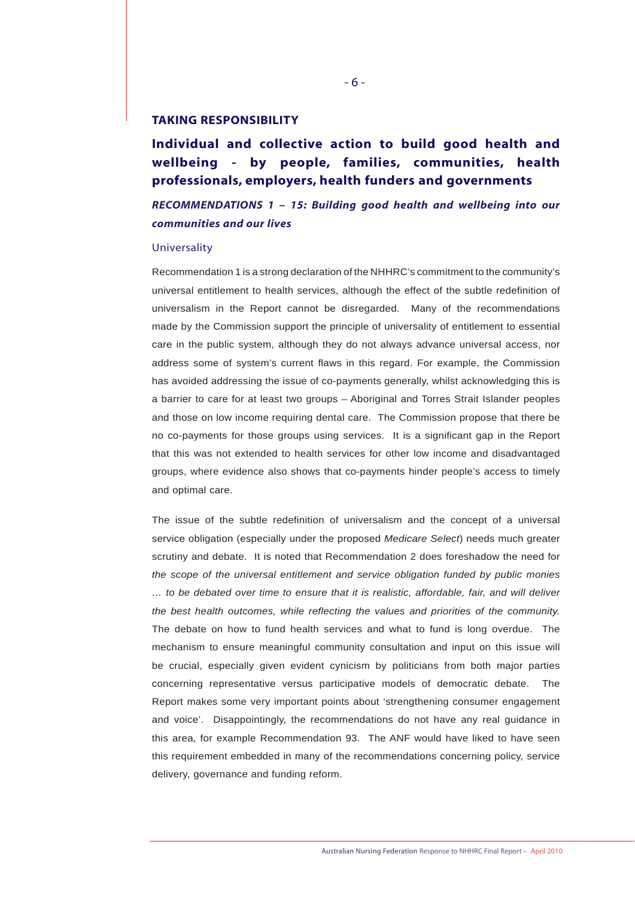## TAKING RESPONSIBILITY

### Individual and collective action to build good health and wellbeing - by people, families, communities, health professionals, employers, health funders and governments

***RECOMMENDATIONS 1 – 15: Building good health and wellbeing into our communities and our lives***

#### Universality

Recommendation 1 is a strong declaration of the NHHRC's commitment to the community's universal entitlement to health services, although the effect of the subtle redefinition of universalism in the Report cannot be disregarded. Many of the recommendations made by the Commission support the principle of universality of entitlement to essential care in the public system, although they do not always advance universal access, nor address some of system's current flaws in this regard. For example, the Commission has avoided addressing the issue of co-payments generally, whilst acknowledging this is a barrier to care for at least two groups – Aboriginal and Torres Strait Islander peoples and those on low income requiring dental care. The Commission propose that there be no co-payments for those groups using services. It is a significant gap in the Report that this was not extended to health services for other low income and disadvantaged groups, where evidence also shows that co-payments hinder people's access to timely and optimal care.

The issue of the subtle redefinition of universalism and the concept of a universal service obligation (especially under the proposed *Medicare Select*) needs much greater scrutiny and debate. It is noted that Recommendation 2 does foreshadow the need for *the scope of the universal entitlement and service obligation funded by public monies … to be debated over time to ensure that it is realistic, affordable, fair, and will deliver the best health outcomes, while reflecting the values and priorities of the community.* The debate on how to fund health services and what to fund is long overdue. The mechanism to ensure meaningful community consultation and input on this issue will be crucial, especially given evident cynicism by politicians from both major parties concerning representative versus participative models of democratic debate. The Report makes some very important points about 'strengthening consumer engagement and voice'. Disappointingly, the recommendations do not have any real guidance in this area, for example Recommendation 93. The ANF would have liked to have seen this requirement embedded in many of the recommendations concerning policy, service delivery, governance and funding reform.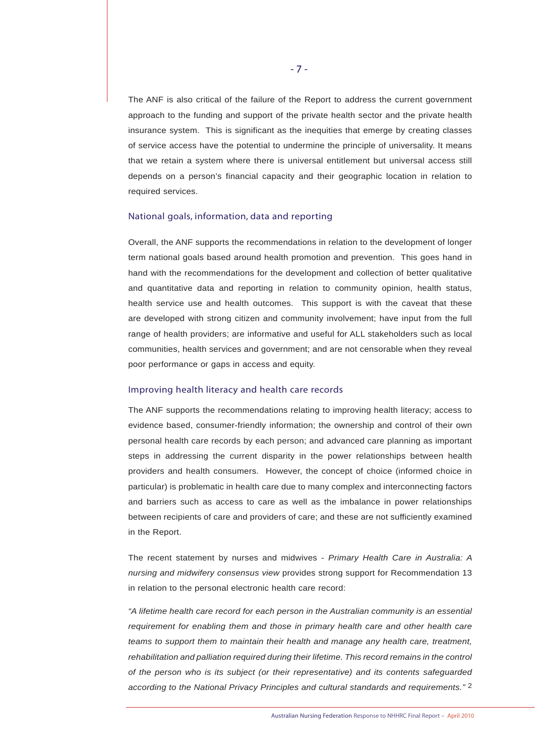The ANF is also critical of the failure of the Report to address the current government approach to the funding and support of the private health sector and the private health insurance system. This is significant as the inequities that emerge by creating classes of service access have the potential to undermine the principle of universality. It means that we retain a system where there is universal entitlement but universal access still depends on a person's financial capacity and their geographic location in relation to required services.

## National goals, information, data and reporting

Overall, the ANF supports the recommendations in relation to the development of longer term national goals based around health promotion and prevention. This goes hand in hand with the recommendations for the development and collection of better qualitative and quantitative data and reporting in relation to community opinion, health status, health service use and health outcomes. This support is with the caveat that these are developed with strong citizen and community involvement; have input from the full range of health providers; are informative and useful for ALL stakeholders such as local communities, health services and government; and are not censorable when they reveal poor performance or gaps in access and equity.

## Improving health literacy and health care records

The ANF supports the recommendations relating to improving health literacy; access to evidence based, consumer-friendly information; the ownership and control of their own personal health care records by each person; and advanced care planning as important steps in addressing the current disparity in the power relationships between health providers and health consumers. However, the concept of choice (informed choice in particular) is problematic in health care due to many complex and interconnecting factors and barriers such as access to care as well as the imbalance in power relationships between recipients of care and providers of care; and these are not sufficiently examined in the Report.

The recent statement by nurses and midwives - *Primary Health Care in Australia: A nursing and midwifery consensus view* provides strong support for Recommendation 13 in relation to the personal electronic health care record:

*"A lifetime health care record for each person in the Australian community is an essential requirement for enabling them and those in primary health care and other health care teams to support them to maintain their health and manage any health care, treatment, rehabilitation and palliation required during their lifetime. This record remains in the control of the person who is its subject (or their representative) and its contents safeguarded according to the National Privacy Principles and cultural standards and requirements."* [2]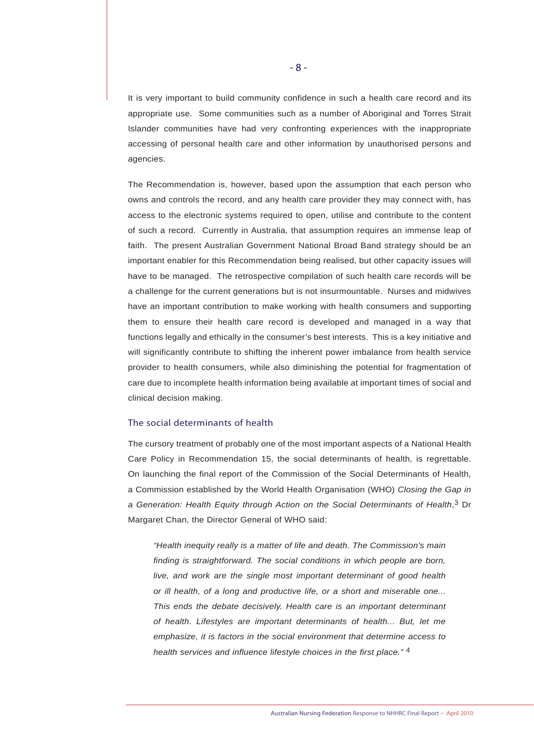It is very important to build community confidence in such a health care record and its appropriate use. Some communities such as a number of Aboriginal and Torres Strait Islander communities have had very confronting experiences with the inappropriate accessing of personal health care and other information by unauthorised persons and agencies.

The Recommendation is, however, based upon the assumption that each person who owns and controls the record, and any health care provider they may connect with, has access to the electronic systems required to open, utilise and contribute to the content of such a record. Currently in Australia, that assumption requires an immense leap of faith. The present Australian Government National Broad Band strategy should be an important enabler for this Recommendation being realised, but other capacity issues will have to be managed. The retrospective compilation of such health care records will be a challenge for the current generations but is not insurmountable. Nurses and midwives have an important contribution to make working with health consumers and supporting them to ensure their health care record is developed and managed in a way that functions legally and ethically in the consumer's best interests. This is a key initiative and will significantly contribute to shifting the inherent power imbalance from health service provider to health consumers, while also diminishing the potential for fragmentation of care due to incomplete health information being available at important times of social and clinical decision making.

## The social determinants of health

The cursory treatment of probably one of the most important aspects of a National Health Care Policy in Recommendation 15, the social determinants of health, is regrettable. On launching the final report of the Commission of the Social Determinants of Health, a Commission established by the World Health Organisation (WHO) *Closing the Gap in a Generation: Health Equity through Action on the Social Determinants of Health*,[3] Dr Margaret Chan, the Director General of WHO said:

> *"Health inequity really is a matter of life and death. The Commission's main finding is straightforward. The social conditions in which people are born, live, and work are the single most important determinant of good health or ill health, of a long and productive life, or a short and miserable one... This ends the debate decisively. Health care is an important determinant of health. Lifestyles are important determinants of health... But, let me emphasize, it is factors in the social environment that determine access to health services and influence lifestyle choices in the first place."* [4]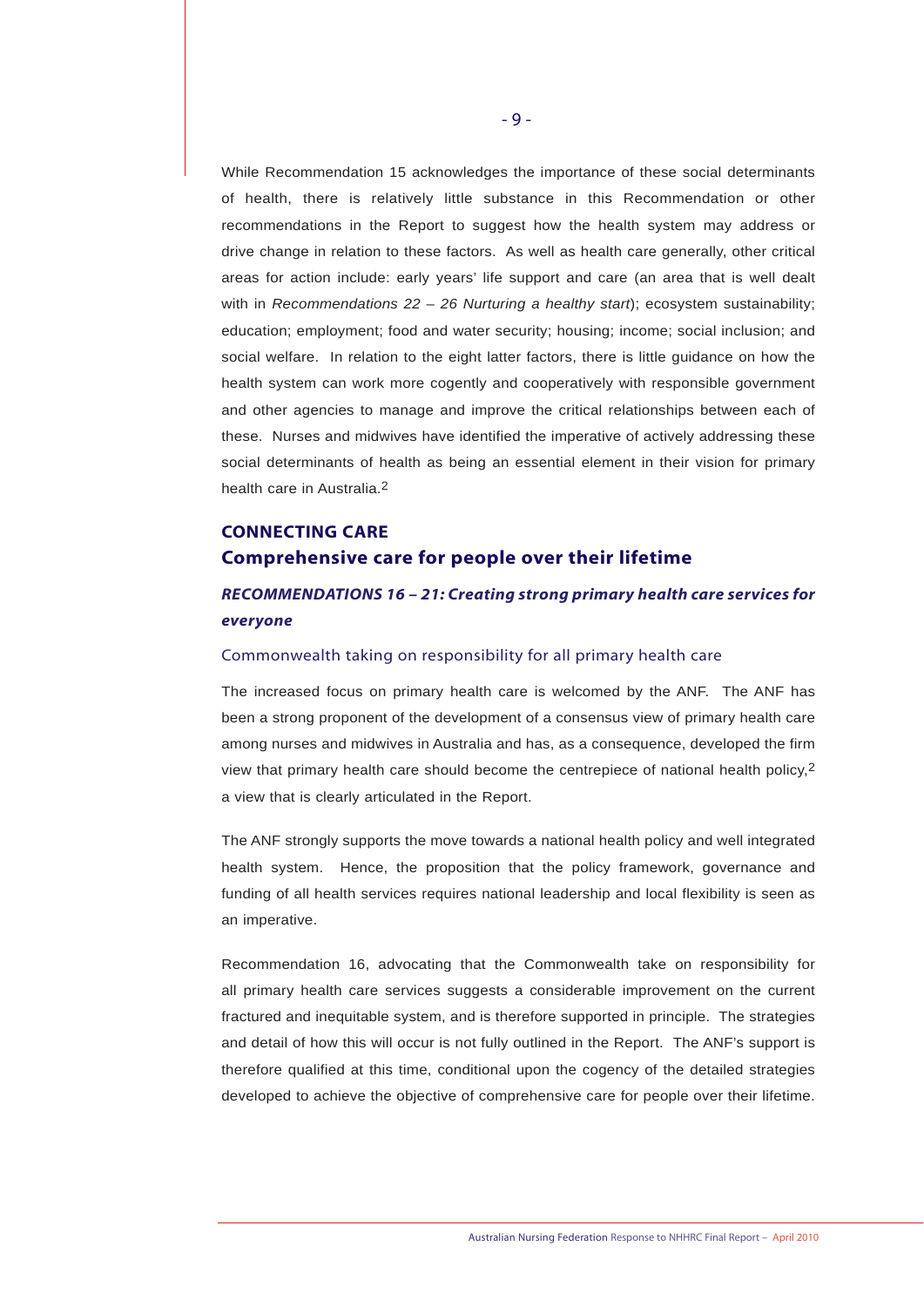While Recommendation 15 acknowledges the importance of these social determinants of health, there is relatively little substance in this Recommendation or other recommendations in the Report to suggest how the health system may address or drive change in relation to these factors. As well as health care generally, other critical areas for action include: early years' life support and care (an area that is well dealt with in *Recommendations 22 – 26 Nurturing a healthy start*); ecosystem sustainability; education; employment; food and water security; housing; income; social inclusion; and social welfare. In relation to the eight latter factors, there is little guidance on how the health system can work more cogently and cooperatively with responsible government and other agencies to manage and improve the critical relationships between each of these. Nurses and midwives have identified the imperative of actively addressing these social determinants of health as being an essential element in their vision for primary health care in Australia.[2]

## CONNECTING CARE

## Comprehensive care for people over their lifetime

### *RECOMMENDATIONS 16 – 21: Creating strong primary health care services for everyone*

#### Commonwealth taking on responsibility for all primary health care

The increased focus on primary health care is welcomed by the ANF. The ANF has been a strong proponent of the development of a consensus view of primary health care among nurses and midwives in Australia and has, as a consequence, developed the firm view that primary health care should become the centrepiece of national health policy,[2] a view that is clearly articulated in the Report.

The ANF strongly supports the move towards a national health policy and well integrated health system. Hence, the proposition that the policy framework, governance and funding of all health services requires national leadership and local flexibility is seen as an imperative.

Recommendation 16, advocating that the Commonwealth take on responsibility for all primary health care services suggests a considerable improvement on the current fractured and inequitable system, and is therefore supported in principle. The strategies and detail of how this will occur is not fully outlined in the Report. The ANF's support is therefore qualified at this time, conditional upon the cogency of the detailed strategies developed to achieve the objective of comprehensive care for people over their lifetime.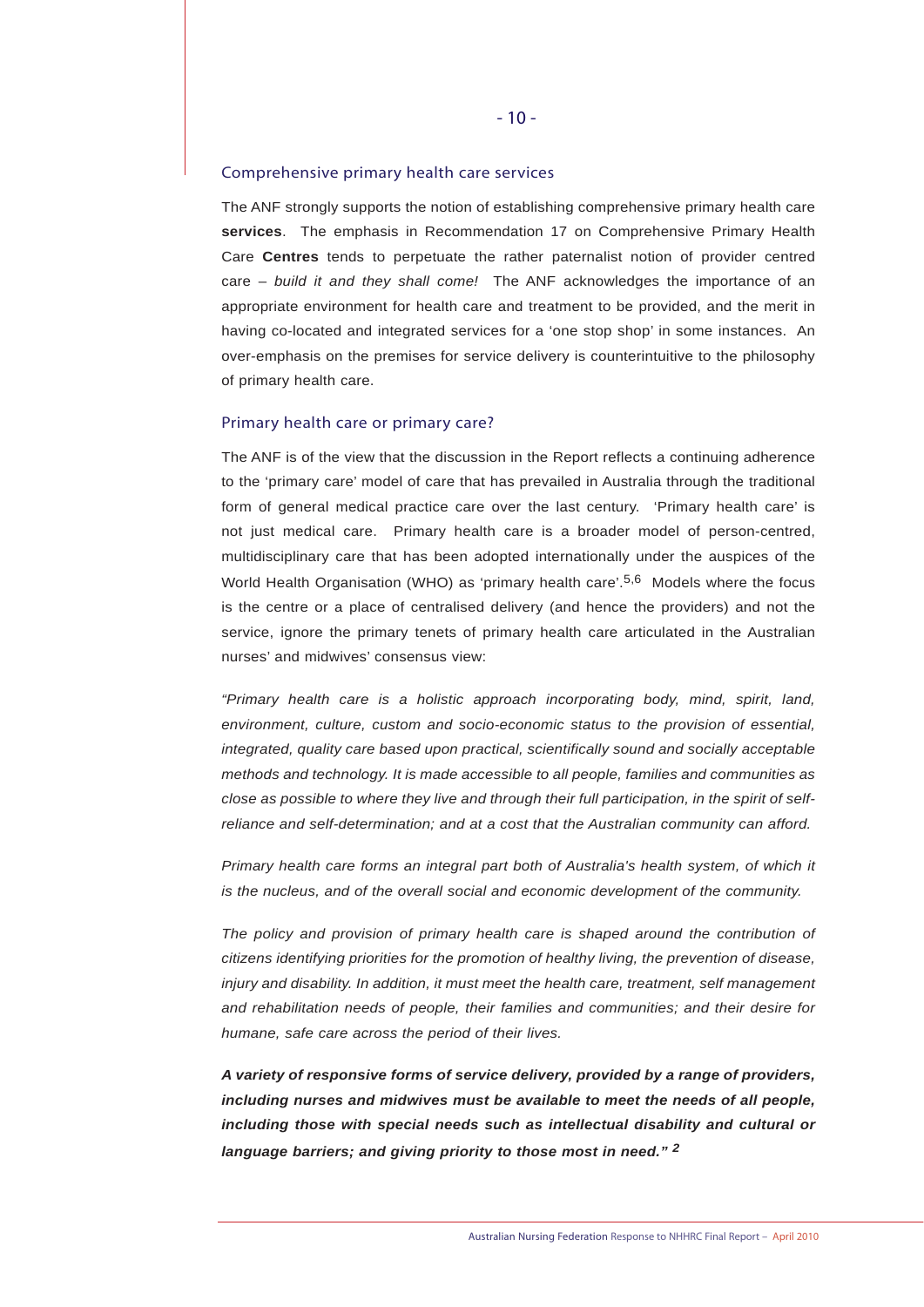## Comprehensive primary health care services

The ANF strongly supports the notion of establishing comprehensive primary health care **services**. The emphasis in Recommendation 17 on Comprehensive Primary Health Care **Centres** tends to perpetuate the rather paternalist notion of provider centred care – *build it and they shall come!* The ANF acknowledges the importance of an appropriate environment for health care and treatment to be provided, and the merit in having co-located and integrated services for a 'one stop shop' in some instances. An over-emphasis on the premises for service delivery is counterintuitive to the philosophy of primary health care.

## Primary health care or primary care?

The ANF is of the view that the discussion in the Report reflects a continuing adherence to the 'primary care' model of care that has prevailed in Australia through the traditional form of general medical practice care over the last century. 'Primary health care' is not just medical care. Primary health care is a broader model of person-centred, multidisciplinary care that has been adopted internationally under the auspices of the World Health Organisation (WHO) as 'primary health care'.[5,6] Models where the focus is the centre or a place of centralised delivery (and hence the providers) and not the service, ignore the primary tenets of primary health care articulated in the Australian nurses' and midwives' consensus view:

*"Primary health care is a holistic approach incorporating body, mind, spirit, land, environment, culture, custom and socio-economic status to the provision of essential, integrated, quality care based upon practical, scientifically sound and socially acceptable methods and technology. It is made accessible to all people, families and communities as close as possible to where they live and through their full participation, in the spirit of self-reliance and self-determination; and at a cost that the Australian community can afford.*

*Primary health care forms an integral part both of Australia's health system, of which it is the nucleus, and of the overall social and economic development of the community.*

*The policy and provision of primary health care is shaped around the contribution of citizens identifying priorities for the promotion of healthy living, the prevention of disease, injury and disability. In addition, it must meet the health care, treatment, self management and rehabilitation needs of people, their families and communities; and their desire for humane, safe care across the period of their lives.*

***A variety of responsive forms of service delivery, provided by a range of providers, including nurses and midwives must be available to meet the needs of all people, including those with special needs such as intellectual disability and cultural or language barriers; and giving priority to those most in need."*** [2]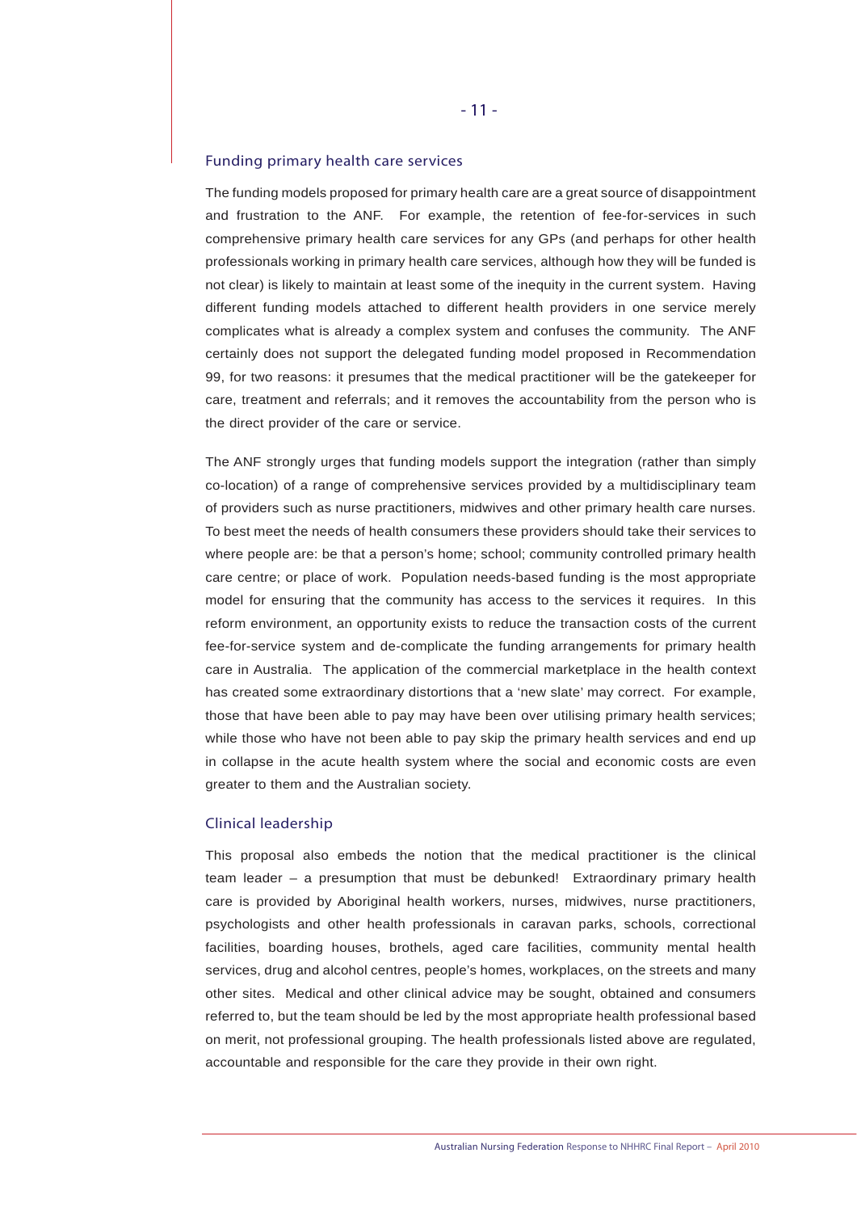## Funding primary health care services

The funding models proposed for primary health care are a great source of disappointment and frustration to the ANF. For example, the retention of fee-for-services in such comprehensive primary health care services for any GPs (and perhaps for other health professionals working in primary health care services, although how they will be funded is not clear) is likely to maintain at least some of the inequity in the current system. Having different funding models attached to different health providers in one service merely complicates what is already a complex system and confuses the community. The ANF certainly does not support the delegated funding model proposed in Recommendation 99, for two reasons: it presumes that the medical practitioner will be the gatekeeper for care, treatment and referrals; and it removes the accountability from the person who is the direct provider of the care or service.

The ANF strongly urges that funding models support the integration (rather than simply co-location) of a range of comprehensive services provided by a multidisciplinary team of providers such as nurse practitioners, midwives and other primary health care nurses. To best meet the needs of health consumers these providers should take their services to where people are: be that a person's home; school; community controlled primary health care centre; or place of work. Population needs-based funding is the most appropriate model for ensuring that the community has access to the services it requires. In this reform environment, an opportunity exists to reduce the transaction costs of the current fee-for-service system and de-complicate the funding arrangements for primary health care in Australia. The application of the commercial marketplace in the health context has created some extraordinary distortions that a 'new slate' may correct. For example, those that have been able to pay may have been over utilising primary health services; while those who have not been able to pay skip the primary health services and end up in collapse in the acute health system where the social and economic costs are even greater to them and the Australian society.

## Clinical leadership

This proposal also embeds the notion that the medical practitioner is the clinical team leader – a presumption that must be debunked! Extraordinary primary health care is provided by Aboriginal health workers, nurses, midwives, nurse practitioners, psychologists and other health professionals in caravan parks, schools, correctional facilities, boarding houses, brothels, aged care facilities, community mental health services, drug and alcohol centres, people's homes, workplaces, on the streets and many other sites. Medical and other clinical advice may be sought, obtained and consumers referred to, but the team should be led by the most appropriate health professional based on merit, not professional grouping. The health professionals listed above are regulated, accountable and responsible for the care they provide in their own right.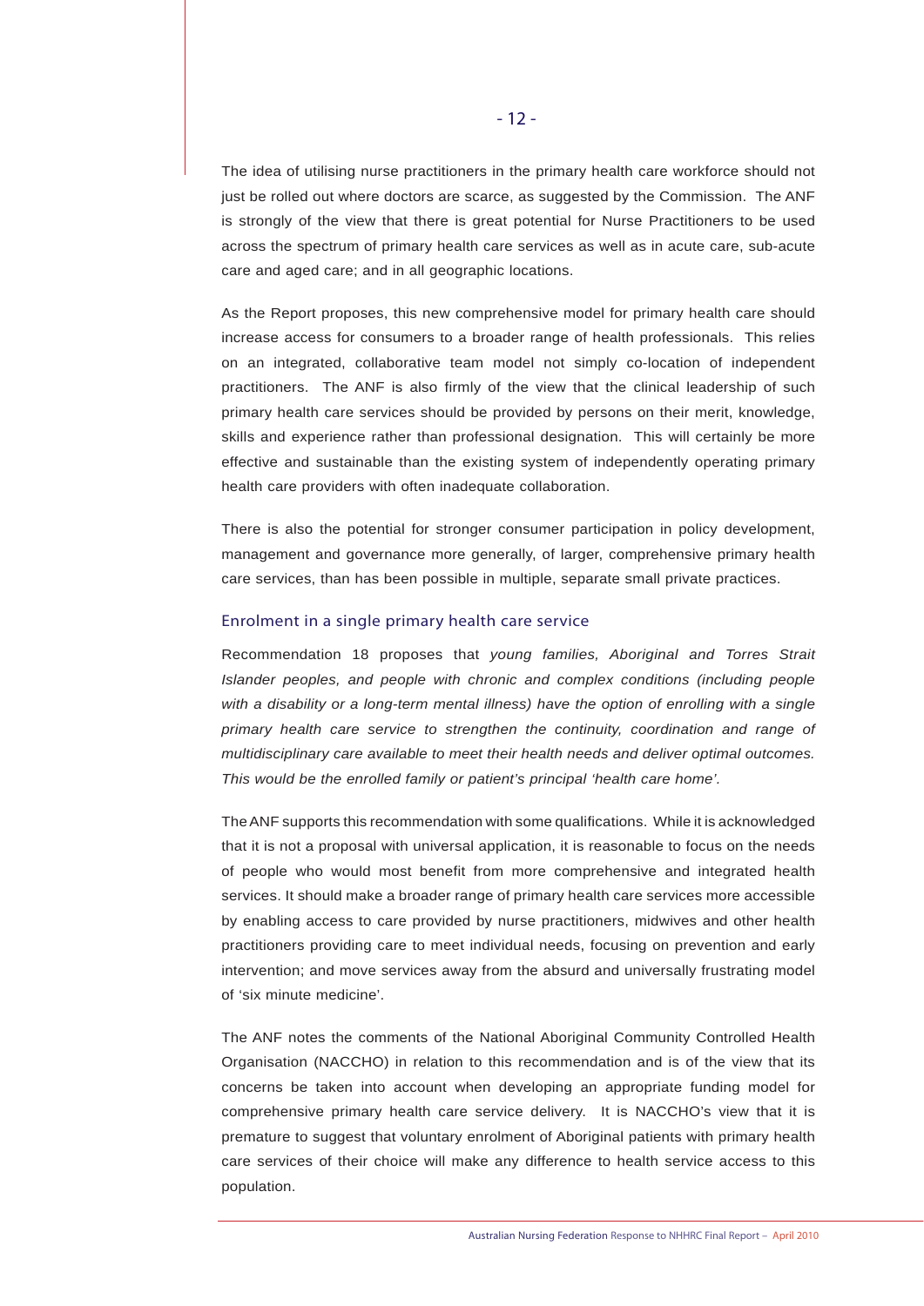The idea of utilising nurse practitioners in the primary health care workforce should not just be rolled out where doctors are scarce, as suggested by the Commission. The ANF is strongly of the view that there is great potential for Nurse Practitioners to be used across the spectrum of primary health care services as well as in acute care, sub-acute care and aged care; and in all geographic locations.

As the Report proposes, this new comprehensive model for primary health care should increase access for consumers to a broader range of health professionals. This relies on an integrated, collaborative team model not simply co-location of independent practitioners. The ANF is also firmly of the view that the clinical leadership of such primary health care services should be provided by persons on their merit, knowledge, skills and experience rather than professional designation. This will certainly be more effective and sustainable than the existing system of independently operating primary health care providers with often inadequate collaboration.

There is also the potential for stronger consumer participation in policy development, management and governance more generally, of larger, comprehensive primary health care services, than has been possible in multiple, separate small private practices.

## Enrolment in a single primary health care service

Recommendation 18 proposes that *young families, Aboriginal and Torres Strait Islander peoples, and people with chronic and complex conditions (including people with a disability or a long-term mental illness) have the option of enrolling with a single primary health care service to strengthen the continuity, coordination and range of multidisciplinary care available to meet their health needs and deliver optimal outcomes. This would be the enrolled family or patient's principal 'health care home'.*

The ANF supports this recommendation with some qualifications. While it is acknowledged that it is not a proposal with universal application, it is reasonable to focus on the needs of people who would most benefit from more comprehensive and integrated health services. It should make a broader range of primary health care services more accessible by enabling access to care provided by nurse practitioners, midwives and other health practitioners providing care to meet individual needs, focusing on prevention and early intervention; and move services away from the absurd and universally frustrating model of 'six minute medicine'.

The ANF notes the comments of the National Aboriginal Community Controlled Health Organisation (NACCHO) in relation to this recommendation and is of the view that its concerns be taken into account when developing an appropriate funding model for comprehensive primary health care service delivery. It is NACCHO's view that it is premature to suggest that voluntary enrolment of Aboriginal patients with primary health care services of their choice will make any difference to health service access to this population.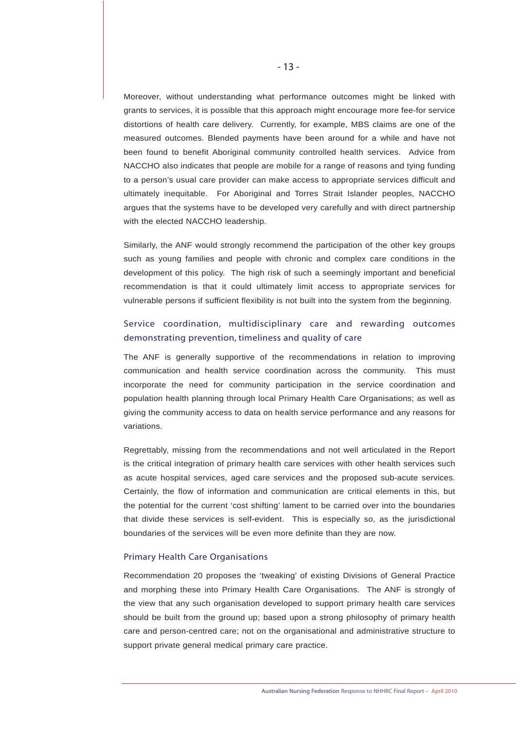Moreover, without understanding what performance outcomes might be linked with grants to services, it is possible that this approach might encourage more fee-for service distortions of health care delivery. Currently, for example, MBS claims are one of the measured outcomes. Blended payments have been around for a while and have not been found to benefit Aboriginal community controlled health services. Advice from NACCHO also indicates that people are mobile for a range of reasons and tying funding to a person's usual care provider can make access to appropriate services difficult and ultimately inequitable. For Aboriginal and Torres Strait Islander peoples, NACCHO argues that the systems have to be developed very carefully and with direct partnership with the elected NACCHO leadership.

Similarly, the ANF would strongly recommend the participation of the other key groups such as young families and people with chronic and complex care conditions in the development of this policy. The high risk of such a seemingly important and beneficial recommendation is that it could ultimately limit access to appropriate services for vulnerable persons if sufficient flexibility is not built into the system from the beginning.

### Service coordination, multidisciplinary care and rewarding outcomes demonstrating prevention, timeliness and quality of care

The ANF is generally supportive of the recommendations in relation to improving communication and health service coordination across the community. This must incorporate the need for community participation in the service coordination and population health planning through local Primary Health Care Organisations; as well as giving the community access to data on health service performance and any reasons for variations.

Regrettably, missing from the recommendations and not well articulated in the Report is the critical integration of primary health care services with other health services such as acute hospital services, aged care services and the proposed sub-acute services. Certainly, the flow of information and communication are critical elements in this, but the potential for the current 'cost shifting' lament to be carried over into the boundaries that divide these services is self-evident. This is especially so, as the jurisdictional boundaries of the services will be even more definite than they are now.

### Primary Health Care Organisations

Recommendation 20 proposes the 'tweaking' of existing Divisions of General Practice and morphing these into Primary Health Care Organisations. The ANF is strongly of the view that any such organisation developed to support primary health care services should be built from the ground up; based upon a strong philosophy of primary health care and person-centred care; not on the organisational and administrative structure to support private general medical primary care practice.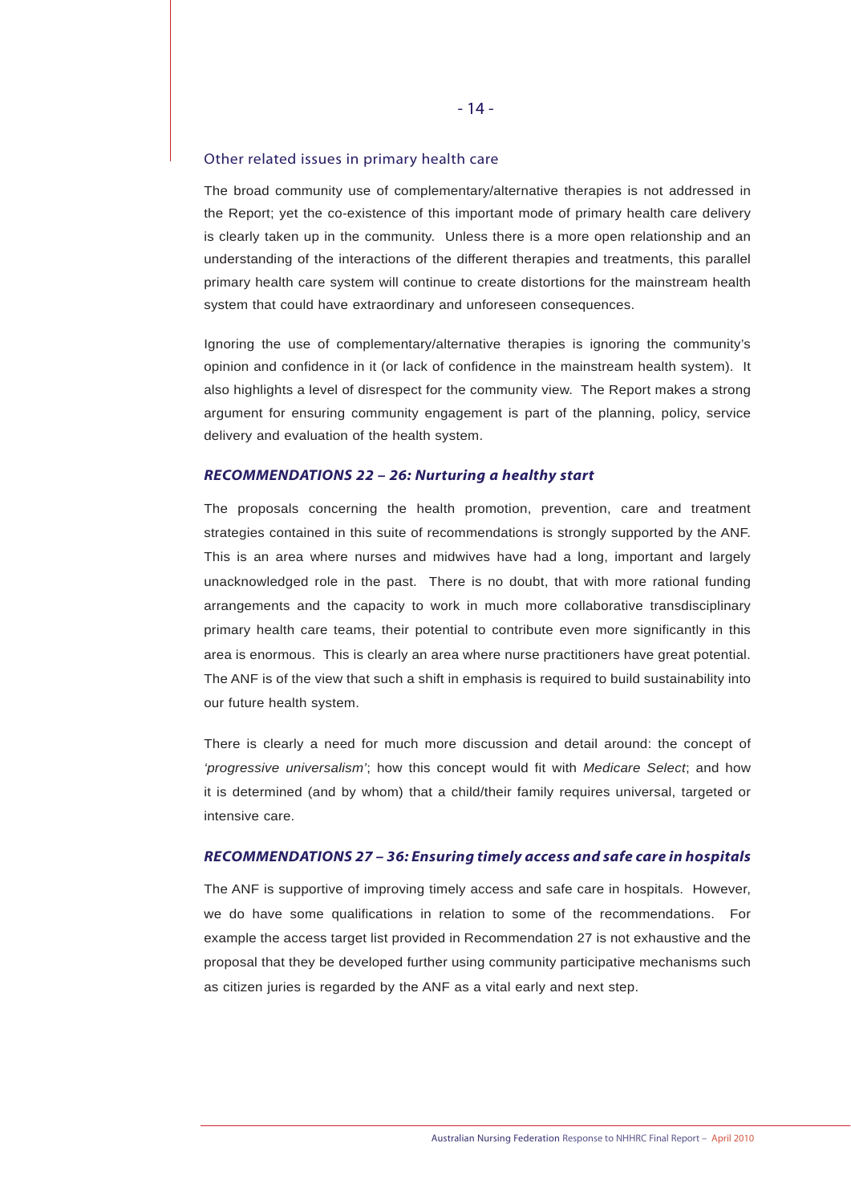### Other related issues in primary health care

The broad community use of complementary/alternative therapies is not addressed in the Report; yet the co-existence of this important mode of primary health care delivery is clearly taken up in the community. Unless there is a more open relationship and an understanding of the interactions of the different therapies and treatments, this parallel primary health care system will continue to create distortions for the mainstream health system that could have extraordinary and unforeseen consequences.

Ignoring the use of complementary/alternative therapies is ignoring the community's opinion and confidence in it (or lack of confidence in the mainstream health system). It also highlights a level of disrespect for the community view. The Report makes a strong argument for ensuring community engagement is part of the planning, policy, service delivery and evaluation of the health system.

### *RECOMMENDATIONS 22 – 26: Nurturing a healthy start*

The proposals concerning the health promotion, prevention, care and treatment strategies contained in this suite of recommendations is strongly supported by the ANF. This is an area where nurses and midwives have had a long, important and largely unacknowledged role in the past. There is no doubt, that with more rational funding arrangements and the capacity to work in much more collaborative transdisciplinary primary health care teams, their potential to contribute even more significantly in this area is enormous. This is clearly an area where nurse practitioners have great potential. The ANF is of the view that such a shift in emphasis is required to build sustainability into our future health system.

There is clearly a need for much more discussion and detail around: the concept of *'progressive universalism'*; how this concept would fit with *Medicare Select*; and how it is determined (and by whom) that a child/their family requires universal, targeted or intensive care.

### *RECOMMENDATIONS 27 – 36: Ensuring timely access and safe care in hospitals*

The ANF is supportive of improving timely access and safe care in hospitals. However, we do have some qualifications in relation to some of the recommendations. For example the access target list provided in Recommendation 27 is not exhaustive and the proposal that they be developed further using community participative mechanisms such as citizen juries is regarded by the ANF as a vital early and next step.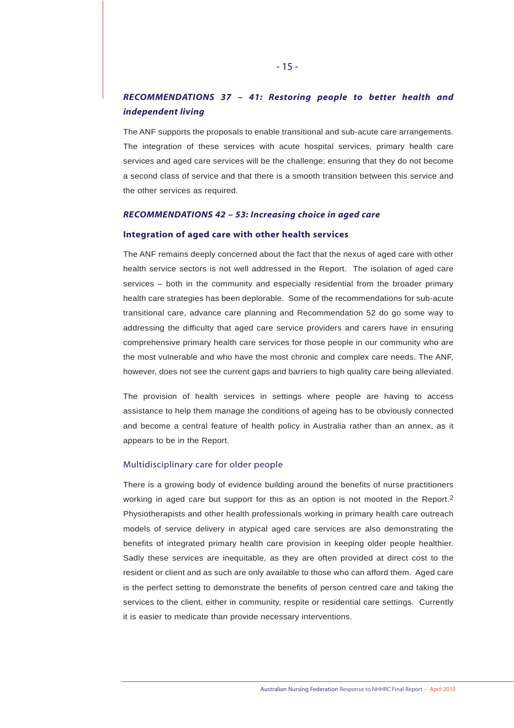## *RECOMMENDATIONS 37 – 41: Restoring people to better health and independent living*

The ANF supports the proposals to enable transitional and sub-acute care arrangements. The integration of these services with acute hospital services, primary health care services and aged care services will be the challenge; ensuring that they do not become a second class of service and that there is a smooth transition between this service and the other services as required.

## *RECOMMENDATIONS 42 – 53: Increasing choice in aged care*

### Integration of aged care with other health services

The ANF remains deeply concerned about the fact that the nexus of aged care with other health service sectors is not well addressed in the Report. The isolation of aged care services – both in the community and especially residential from the broader primary health care strategies has been deplorable. Some of the recommendations for sub-acute transitional care, advance care planning and Recommendation 52 do go some way to addressing the difficulty that aged care service providers and carers have in ensuring comprehensive primary health care services for those people in our community who are the most vulnerable and who have the most chronic and complex care needs. The ANF, however, does not see the current gaps and barriers to high quality care being alleviated.

The provision of health services in settings where people are having to access assistance to help them manage the conditions of ageing has to be obviously connected and become a central feature of health policy in Australia rather than an annex, as it appears to be in the Report.

#### Multidisciplinary care for older people

There is a growing body of evidence building around the benefits of nurse practitioners working in aged care but support for this as an option is not mooted in the Report.[2] Physiotherapists and other health professionals working in primary health care outreach models of service delivery in atypical aged care services are also demonstrating the benefits of integrated primary health care provision in keeping older people healthier. Sadly these services are inequitable, as they are often provided at direct cost to the resident or client and as such are only available to those who can afford them. Aged care is the perfect setting to demonstrate the benefits of person centred care and taking the services to the client, either in community, respite or residential care settings. Currently it is easier to medicate than provide necessary interventions.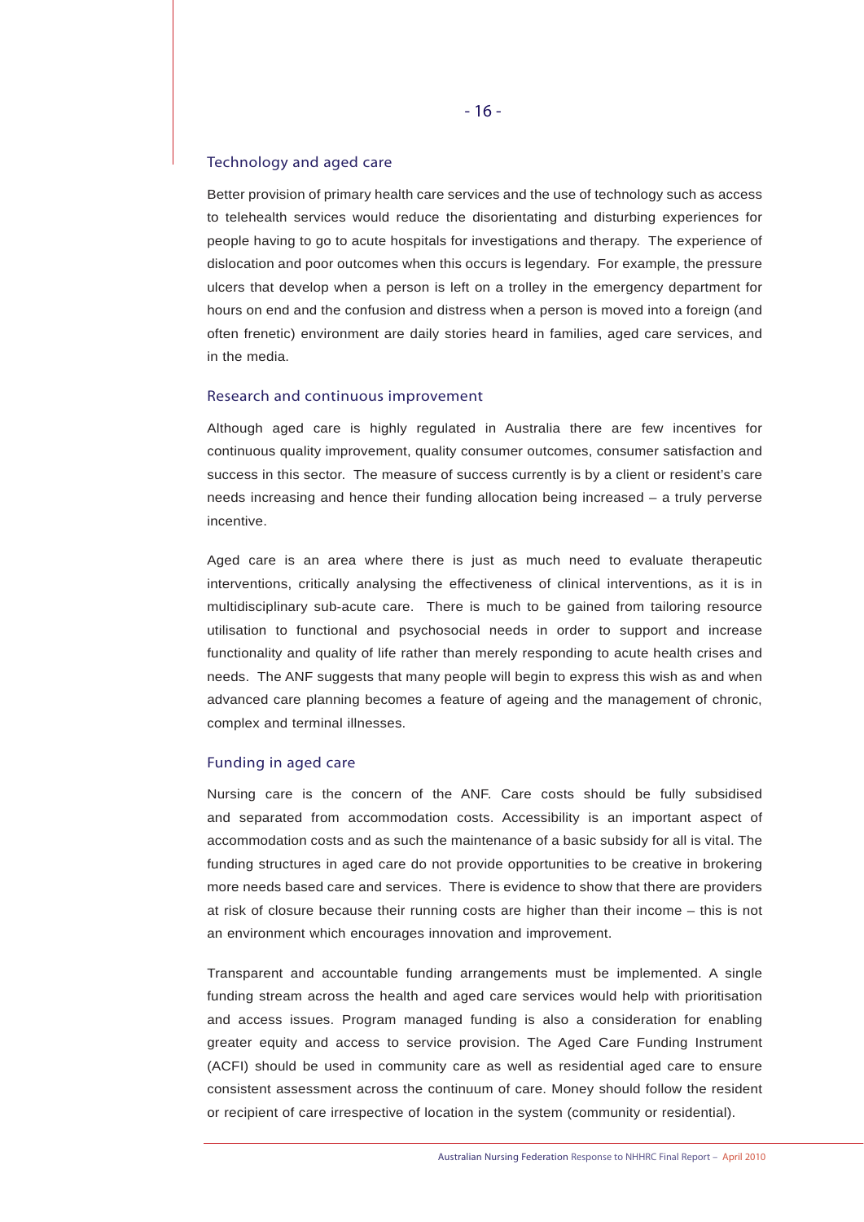### Technology and aged care

Better provision of primary health care services and the use of technology such as access to telehealth services would reduce the disorientating and disturbing experiences for people having to go to acute hospitals for investigations and therapy. The experience of dislocation and poor outcomes when this occurs is legendary. For example, the pressure ulcers that develop when a person is left on a trolley in the emergency department for hours on end and the confusion and distress when a person is moved into a foreign (and often frenetic) environment are daily stories heard in families, aged care services, and in the media.

### Research and continuous improvement

Although aged care is highly regulated in Australia there are few incentives for continuous quality improvement, quality consumer outcomes, consumer satisfaction and success in this sector. The measure of success currently is by a client or resident's care needs increasing and hence their funding allocation being increased – a truly perverse incentive.

Aged care is an area where there is just as much need to evaluate therapeutic interventions, critically analysing the effectiveness of clinical interventions, as it is in multidisciplinary sub-acute care. There is much to be gained from tailoring resource utilisation to functional and psychosocial needs in order to support and increase functionality and quality of life rather than merely responding to acute health crises and needs. The ANF suggests that many people will begin to express this wish as and when advanced care planning becomes a feature of ageing and the management of chronic, complex and terminal illnesses.

### Funding in aged care

Nursing care is the concern of the ANF. Care costs should be fully subsidised and separated from accommodation costs. Accessibility is an important aspect of accommodation costs and as such the maintenance of a basic subsidy for all is vital. The funding structures in aged care do not provide opportunities to be creative in brokering more needs based care and services. There is evidence to show that there are providers at risk of closure because their running costs are higher than their income – this is not an environment which encourages innovation and improvement.

Transparent and accountable funding arrangements must be implemented. A single funding stream across the health and aged care services would help with prioritisation and access issues. Program managed funding is also a consideration for enabling greater equity and access to service provision. The Aged Care Funding Instrument (ACFI) should be used in community care as well as residential aged care to ensure consistent assessment across the continuum of care. Money should follow the resident or recipient of care irrespective of location in the system (community or residential).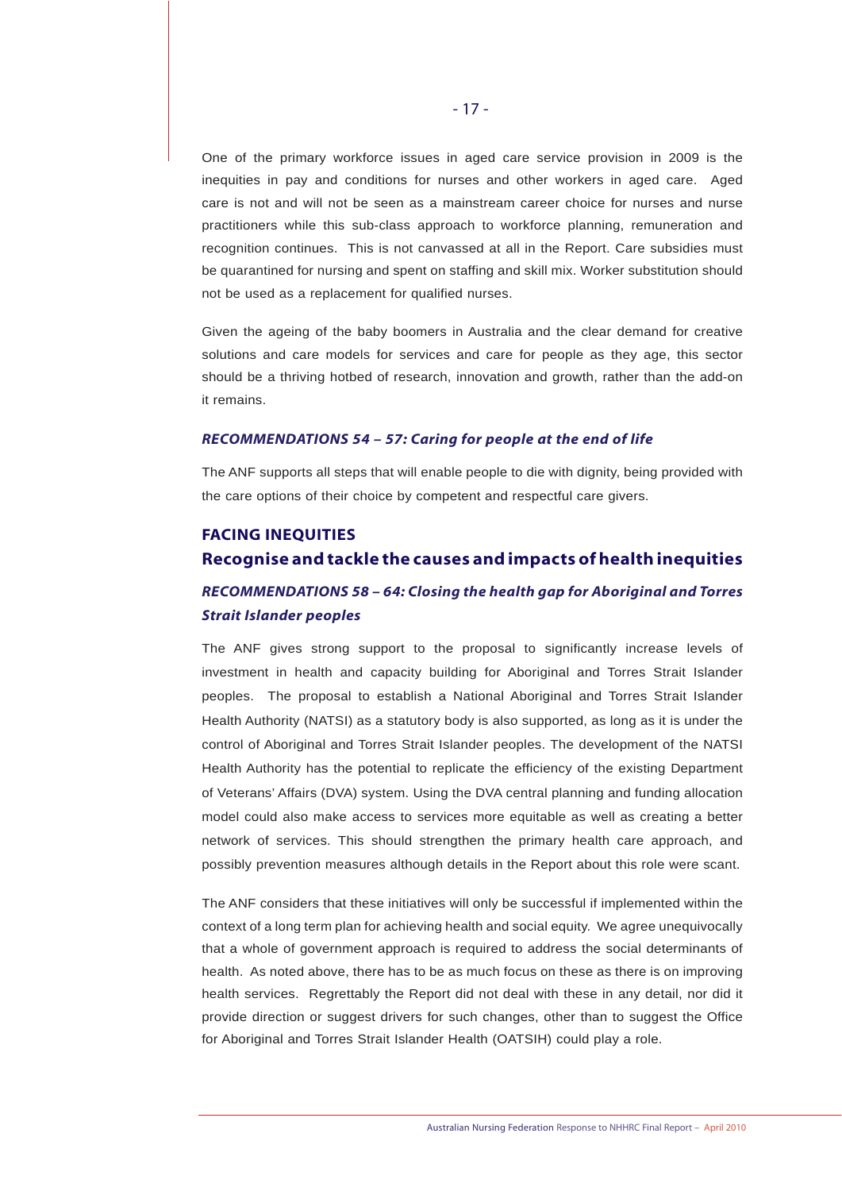One of the primary workforce issues in aged care service provision in 2009 is the inequities in pay and conditions for nurses and other workers in aged care. Aged care is not and will not be seen as a mainstream career choice for nurses and nurse practitioners while this sub-class approach to workforce planning, remuneration and recognition continues. This is not canvassed at all in the Report. Care subsidies must be quarantined for nursing and spent on staffing and skill mix. Worker substitution should not be used as a replacement for qualified nurses.

Given the ageing of the baby boomers in Australia and the clear demand for creative solutions and care models for services and care for people as they age, this sector should be a thriving hotbed of research, innovation and growth, rather than the add-on it remains.

### *RECOMMENDATIONS 54 – 57: Caring for people at the end of life*

The ANF supports all steps that will enable people to die with dignity, being provided with the care options of their choice by competent and respectful care givers.

## FACING INEQUITIES

## Recognise and tackle the causes and impacts of health inequities

### *RECOMMENDATIONS 58 – 64: Closing the health gap for Aboriginal and Torres Strait Islander peoples*

The ANF gives strong support to the proposal to significantly increase levels of investment in health and capacity building for Aboriginal and Torres Strait Islander peoples. The proposal to establish a National Aboriginal and Torres Strait Islander Health Authority (NATSI) as a statutory body is also supported, as long as it is under the control of Aboriginal and Torres Strait Islander peoples. The development of the NATSI Health Authority has the potential to replicate the efficiency of the existing Department of Veterans' Affairs (DVA) system. Using the DVA central planning and funding allocation model could also make access to services more equitable as well as creating a better network of services. This should strengthen the primary health care approach, and possibly prevention measures although details in the Report about this role were scant.

The ANF considers that these initiatives will only be successful if implemented within the context of a long term plan for achieving health and social equity. We agree unequivocally that a whole of government approach is required to address the social determinants of health. As noted above, there has to be as much focus on these as there is on improving health services. Regrettably the Report did not deal with these in any detail, nor did it provide direction or suggest drivers for such changes, other than to suggest the Office for Aboriginal and Torres Strait Islander Health (OATSIH) could play a role.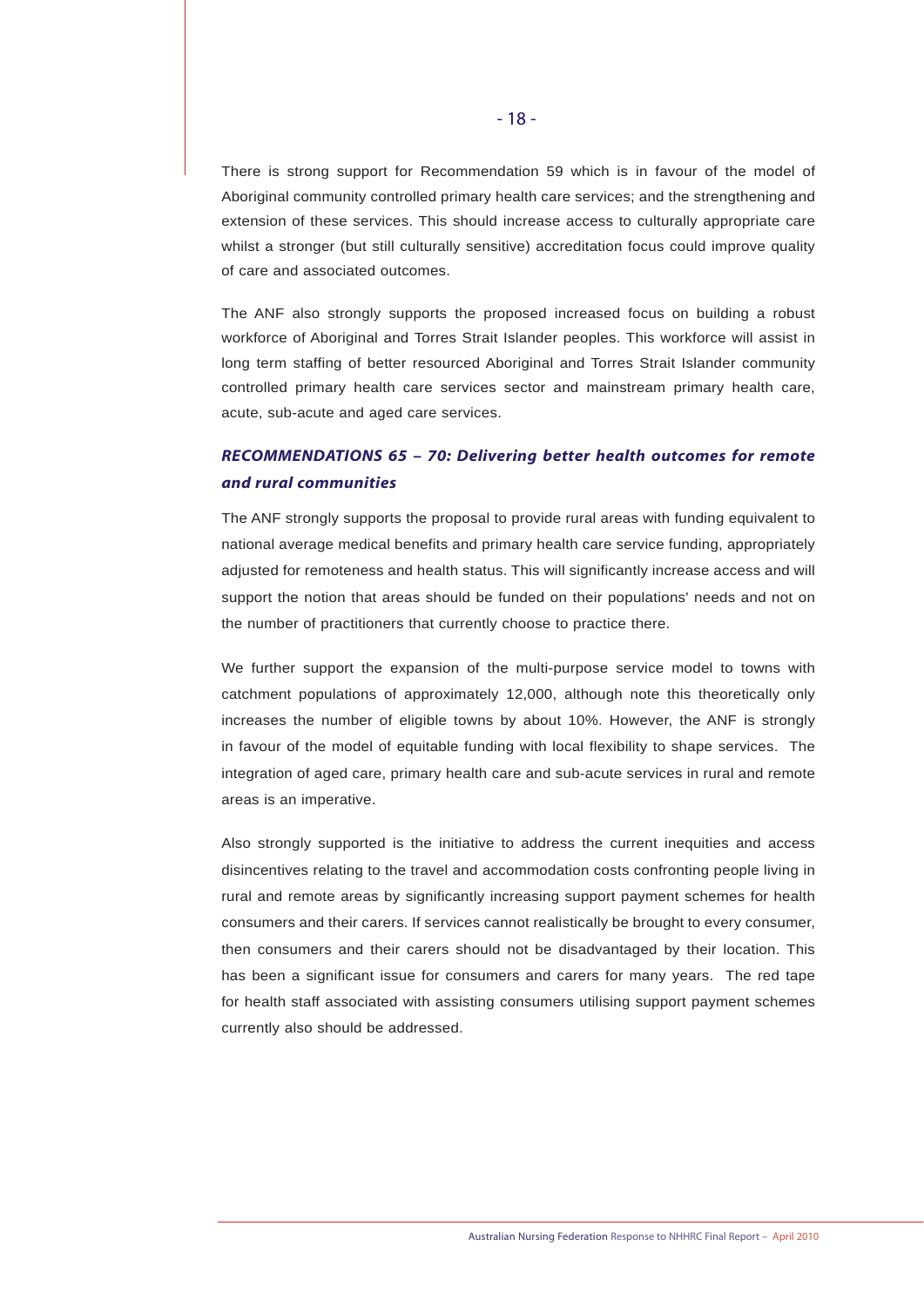There is strong support for Recommendation 59 which is in favour of the model of Aboriginal community controlled primary health care services; and the strengthening and extension of these services. This should increase access to culturally appropriate care whilst a stronger (but still culturally sensitive) accreditation focus could improve quality of care and associated outcomes.

The ANF also strongly supports the proposed increased focus on building a robust workforce of Aboriginal and Torres Strait Islander peoples. This workforce will assist in long term staffing of better resourced Aboriginal and Torres Strait Islander community controlled primary health care services sector and mainstream primary health care, acute, sub-acute and aged care services.

### ***RECOMMENDATIONS 65 – 70: Delivering better health outcomes for remote and rural communities***

The ANF strongly supports the proposal to provide rural areas with funding equivalent to national average medical benefits and primary health care service funding, appropriately adjusted for remoteness and health status. This will significantly increase access and will support the notion that areas should be funded on their populations' needs and not on the number of practitioners that currently choose to practice there.

We further support the expansion of the multi-purpose service model to towns with catchment populations of approximately 12,000, although note this theoretically only increases the number of eligible towns by about 10%. However, the ANF is strongly in favour of the model of equitable funding with local flexibility to shape services. The integration of aged care, primary health care and sub-acute services in rural and remote areas is an imperative.

Also strongly supported is the initiative to address the current inequities and access disincentives relating to the travel and accommodation costs confronting people living in rural and remote areas by significantly increasing support payment schemes for health consumers and their carers. If services cannot realistically be brought to every consumer, then consumers and their carers should not be disadvantaged by their location. This has been a significant issue for consumers and carers for many years. The red tape for health staff associated with assisting consumers utilising support payment schemes currently also should be addressed.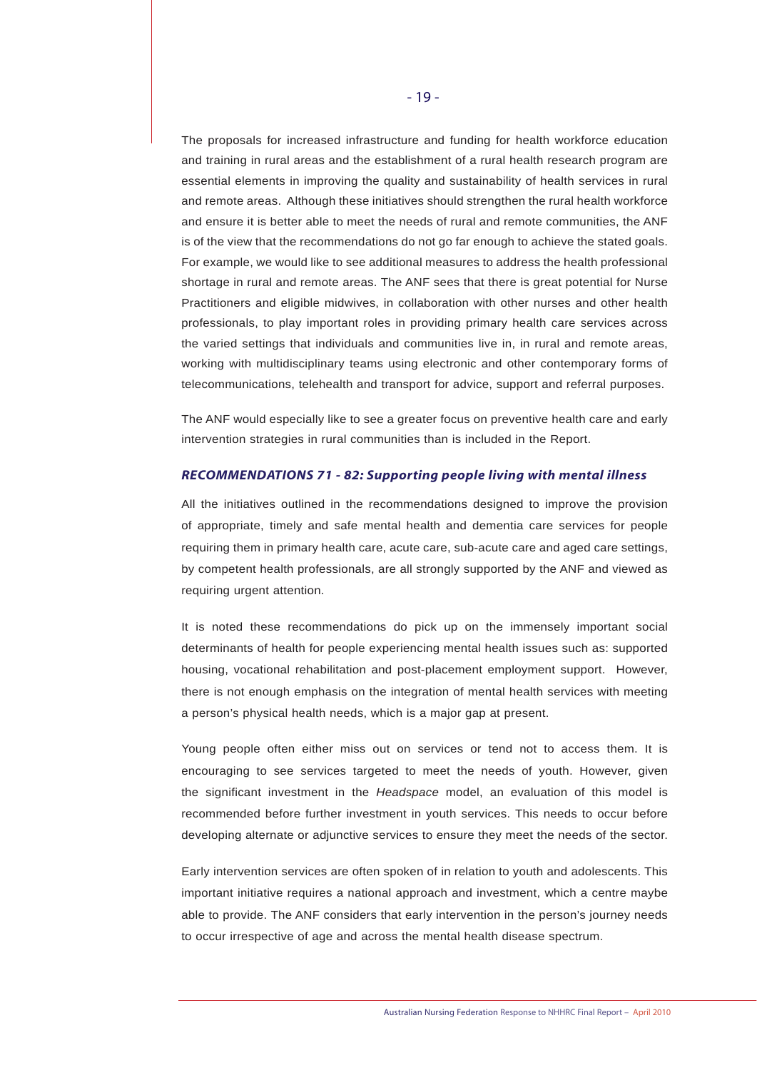The proposals for increased infrastructure and funding for health workforce education and training in rural areas and the establishment of a rural health research program are essential elements in improving the quality and sustainability of health services in rural and remote areas. Although these initiatives should strengthen the rural health workforce and ensure it is better able to meet the needs of rural and remote communities, the ANF is of the view that the recommendations do not go far enough to achieve the stated goals. For example, we would like to see additional measures to address the health professional shortage in rural and remote areas. The ANF sees that there is great potential for Nurse Practitioners and eligible midwives, in collaboration with other nurses and other health professionals, to play important roles in providing primary health care services across the varied settings that individuals and communities live in, in rural and remote areas, working with multidisciplinary teams using electronic and other contemporary forms of telecommunications, telehealth and transport for advice, support and referral purposes.

The ANF would especially like to see a greater focus on preventive health care and early intervention strategies in rural communities than is included in the Report.

### *RECOMMENDATIONS 71 - 82: Supporting people living with mental illness*

All the initiatives outlined in the recommendations designed to improve the provision of appropriate, timely and safe mental health and dementia care services for people requiring them in primary health care, acute care, sub-acute care and aged care settings, by competent health professionals, are all strongly supported by the ANF and viewed as requiring urgent attention.

It is noted these recommendations do pick up on the immensely important social determinants of health for people experiencing mental health issues such as: supported housing, vocational rehabilitation and post-placement employment support. However, there is not enough emphasis on the integration of mental health services with meeting a person's physical health needs, which is a major gap at present.

Young people often either miss out on services or tend not to access them. It is encouraging to see services targeted to meet the needs of youth. However, given the significant investment in the *Headspace* model, an evaluation of this model is recommended before further investment in youth services. This needs to occur before developing alternate or adjunctive services to ensure they meet the needs of the sector.

Early intervention services are often spoken of in relation to youth and adolescents. This important initiative requires a national approach and investment, which a centre maybe able to provide. The ANF considers that early intervention in the person's journey needs to occur irrespective of age and across the mental health disease spectrum.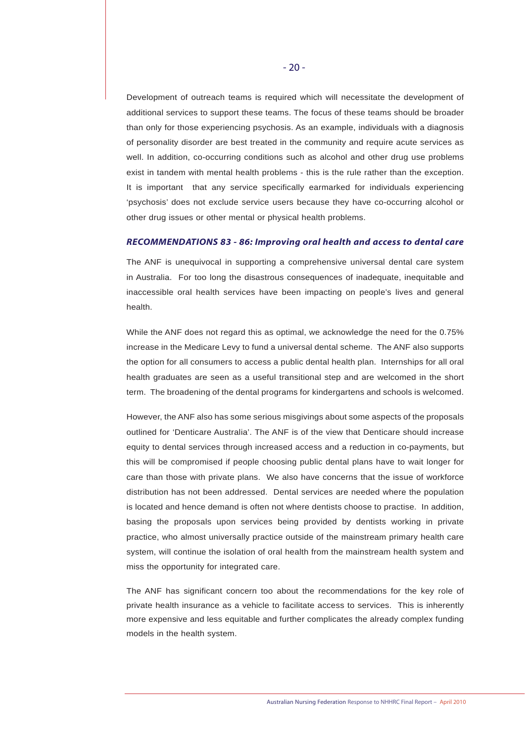Development of outreach teams is required which will necessitate the development of additional services to support these teams. The focus of these teams should be broader than only for those experiencing psychosis. As an example, individuals with a diagnosis of personality disorder are best treated in the community and require acute services as well. In addition, co-occurring conditions such as alcohol and other drug use problems exist in tandem with mental health problems - this is the rule rather than the exception. It is important that any service specifically earmarked for individuals experiencing 'psychosis' does not exclude service users because they have co-occurring alcohol or other drug issues or other mental or physical health problems.

### *RECOMMENDATIONS 83 - 86: Improving oral health and access to dental care*

The ANF is unequivocal in supporting a comprehensive universal dental care system in Australia. For too long the disastrous consequences of inadequate, inequitable and inaccessible oral health services have been impacting on people's lives and general health.

While the ANF does not regard this as optimal, we acknowledge the need for the 0.75% increase in the Medicare Levy to fund a universal dental scheme. The ANF also supports the option for all consumers to access a public dental health plan. Internships for all oral health graduates are seen as a useful transitional step and are welcomed in the short term. The broadening of the dental programs for kindergartens and schools is welcomed.

However, the ANF also has some serious misgivings about some aspects of the proposals outlined for 'Denticare Australia'. The ANF is of the view that Denticare should increase equity to dental services through increased access and a reduction in co-payments, but this will be compromised if people choosing public dental plans have to wait longer for care than those with private plans. We also have concerns that the issue of workforce distribution has not been addressed. Dental services are needed where the population is located and hence demand is often not where dentists choose to practise. In addition, basing the proposals upon services being provided by dentists working in private practice, who almost universally practice outside of the mainstream primary health care system, will continue the isolation of oral health from the mainstream health system and miss the opportunity for integrated care.

The ANF has significant concern too about the recommendations for the key role of private health insurance as a vehicle to facilitate access to services. This is inherently more expensive and less equitable and further complicates the already complex funding models in the health system.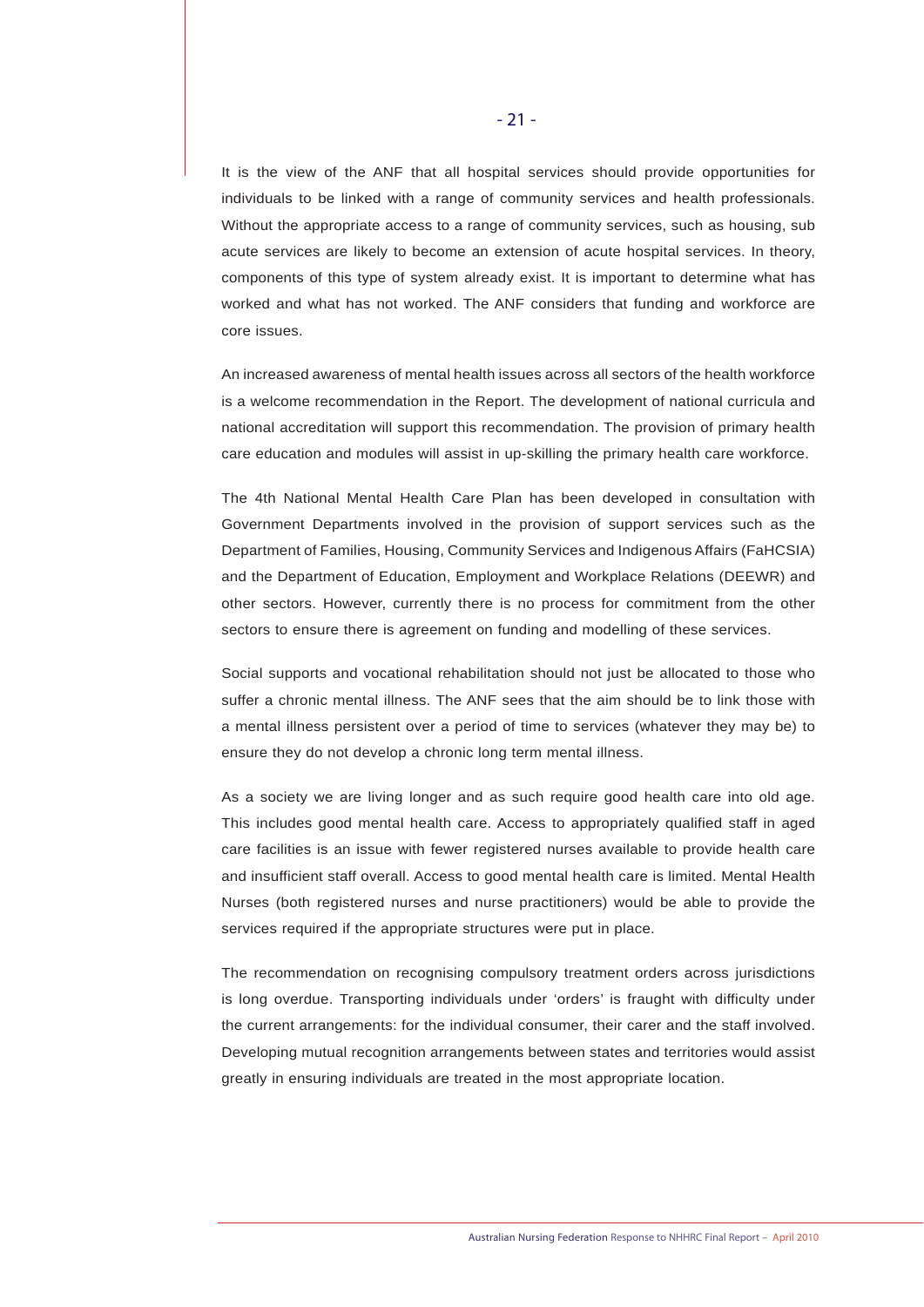It is the view of the ANF that all hospital services should provide opportunities for individuals to be linked with a range of community services and health professionals. Without the appropriate access to a range of community services, such as housing, sub acute services are likely to become an extension of acute hospital services. In theory, components of this type of system already exist. It is important to determine what has worked and what has not worked. The ANF considers that funding and workforce are core issues.

An increased awareness of mental health issues across all sectors of the health workforce is a welcome recommendation in the Report. The development of national curricula and national accreditation will support this recommendation. The provision of primary health care education and modules will assist in up-skilling the primary health care workforce.

The 4th National Mental Health Care Plan has been developed in consultation with Government Departments involved in the provision of support services such as the Department of Families, Housing, Community Services and Indigenous Affairs (FaHCSIA) and the Department of Education, Employment and Workplace Relations (DEEWR) and other sectors. However, currently there is no process for commitment from the other sectors to ensure there is agreement on funding and modelling of these services.

Social supports and vocational rehabilitation should not just be allocated to those who suffer a chronic mental illness. The ANF sees that the aim should be to link those with a mental illness persistent over a period of time to services (whatever they may be) to ensure they do not develop a chronic long term mental illness.

As a society we are living longer and as such require good health care into old age. This includes good mental health care. Access to appropriately qualified staff in aged care facilities is an issue with fewer registered nurses available to provide health care and insufficient staff overall. Access to good mental health care is limited. Mental Health Nurses (both registered nurses and nurse practitioners) would be able to provide the services required if the appropriate structures were put in place.

The recommendation on recognising compulsory treatment orders across jurisdictions is long overdue. Transporting individuals under 'orders' is fraught with difficulty under the current arrangements: for the individual consumer, their carer and the staff involved. Developing mutual recognition arrangements between states and territories would assist greatly in ensuring individuals are treated in the most appropriate location.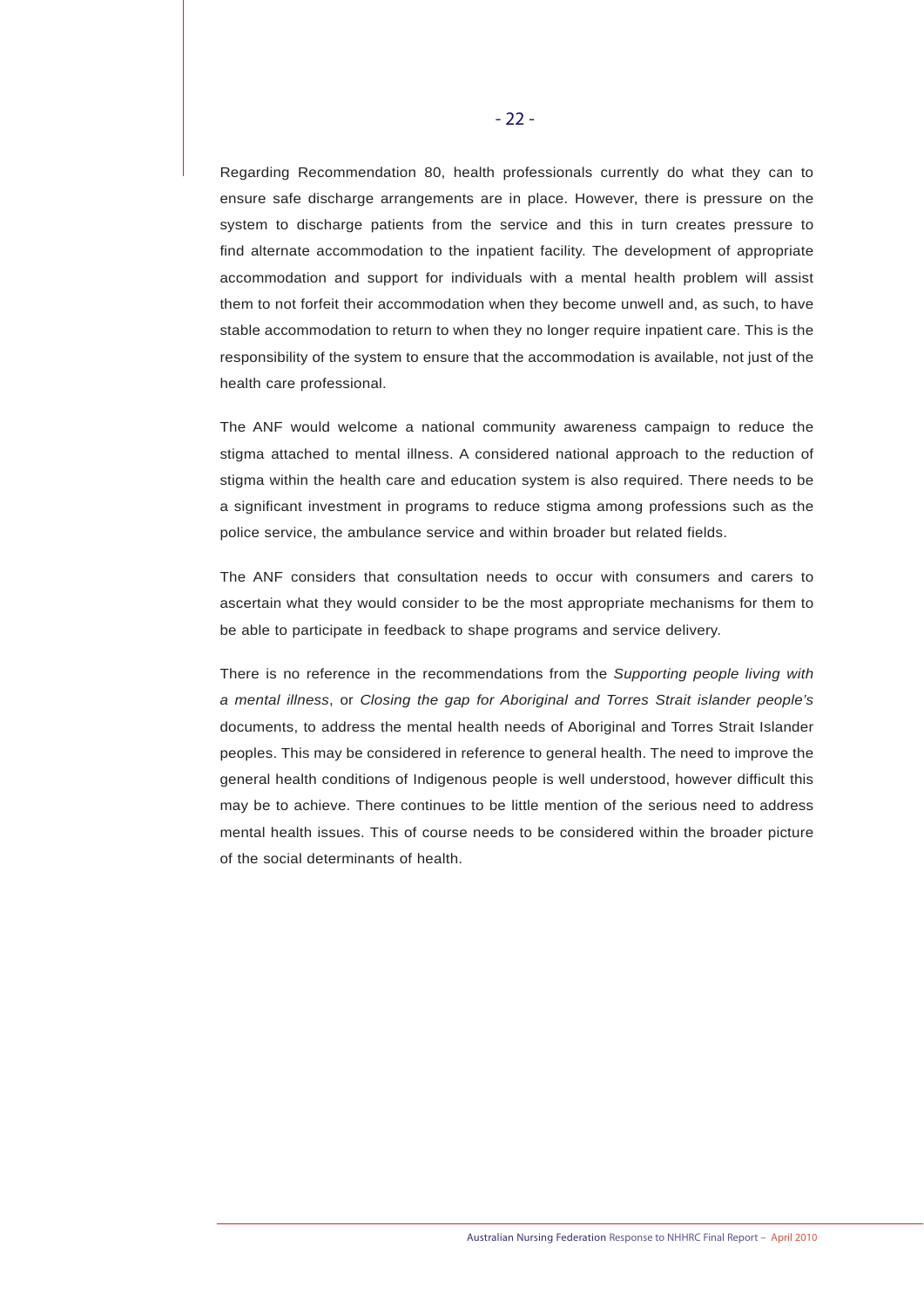Regarding Recommendation 80, health professionals currently do what they can to ensure safe discharge arrangements are in place. However, there is pressure on the system to discharge patients from the service and this in turn creates pressure to find alternate accommodation to the inpatient facility. The development of appropriate accommodation and support for individuals with a mental health problem will assist them to not forfeit their accommodation when they become unwell and, as such, to have stable accommodation to return to when they no longer require inpatient care. This is the responsibility of the system to ensure that the accommodation is available, not just of the health care professional.

The ANF would welcome a national community awareness campaign to reduce the stigma attached to mental illness. A considered national approach to the reduction of stigma within the health care and education system is also required. There needs to be a significant investment in programs to reduce stigma among professions such as the police service, the ambulance service and within broader but related fields.

The ANF considers that consultation needs to occur with consumers and carers to ascertain what they would consider to be the most appropriate mechanisms for them to be able to participate in feedback to shape programs and service delivery.

There is no reference in the recommendations from the *Supporting people living with a mental illness*, or *Closing the gap for Aboriginal and Torres Strait islander people's* documents, to address the mental health needs of Aboriginal and Torres Strait Islander peoples. This may be considered in reference to general health. The need to improve the general health conditions of Indigenous people is well understood, however difficult this may be to achieve. There continues to be little mention of the serious need to address mental health issues. This of course needs to be considered within the broader picture of the social determinants of health.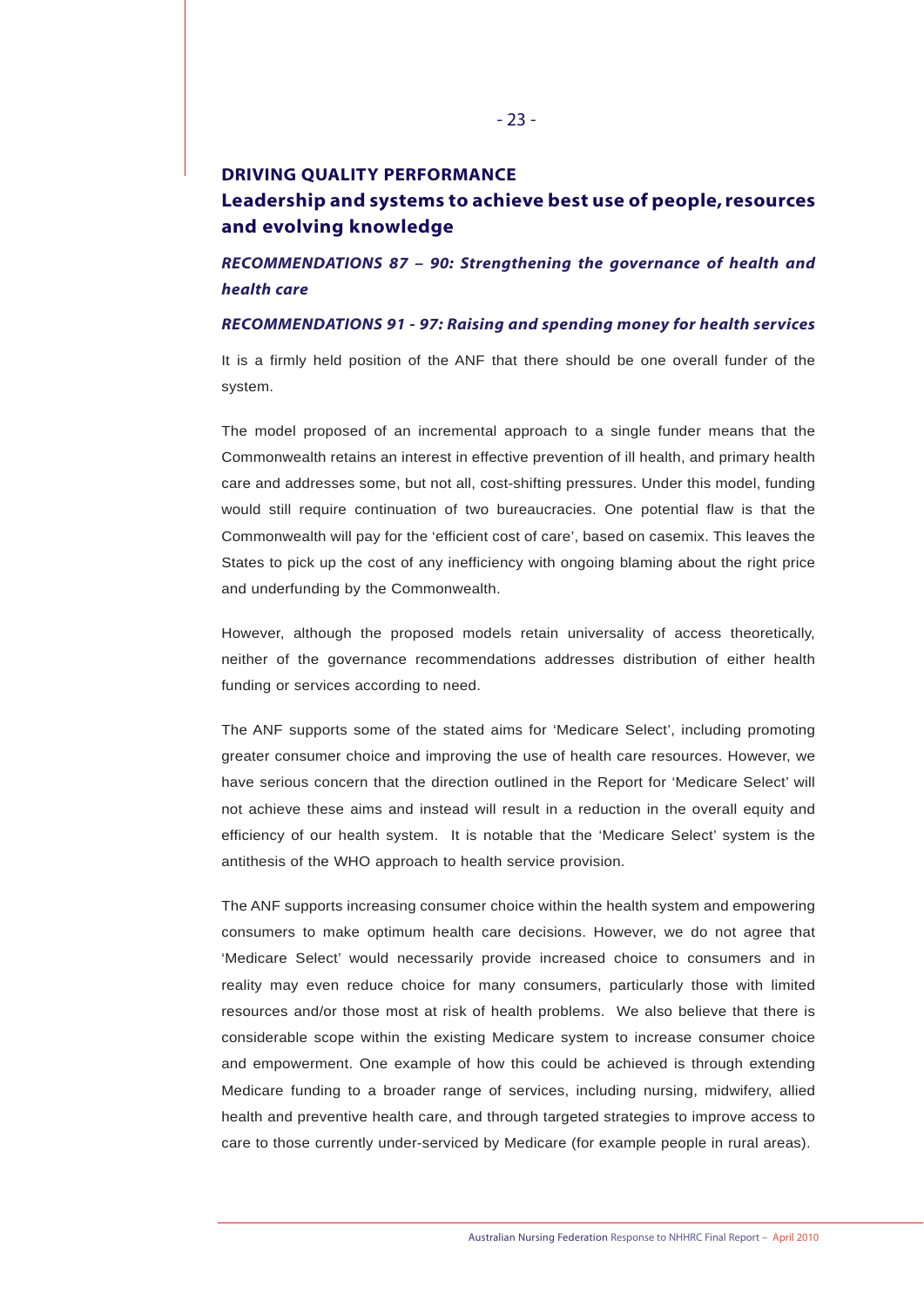## DRIVING QUALITY PERFORMANCE

## Leadership and systems to achieve best use of people, resources and evolving knowledge

### *RECOMMENDATIONS 87 – 90: Strengthening the governance of health and health care*

### *RECOMMENDATIONS 91 - 97: Raising and spending money for health services*

It is a firmly held position of the ANF that there should be one overall funder of the system.

The model proposed of an incremental approach to a single funder means that the Commonwealth retains an interest in effective prevention of ill health, and primary health care and addresses some, but not all, cost-shifting pressures. Under this model, funding would still require continuation of two bureaucracies. One potential flaw is that the Commonwealth will pay for the 'efficient cost of care', based on casemix. This leaves the States to pick up the cost of any inefficiency with ongoing blaming about the right price and underfunding by the Commonwealth.

However, although the proposed models retain universality of access theoretically, neither of the governance recommendations addresses distribution of either health funding or services according to need.

The ANF supports some of the stated aims for 'Medicare Select', including promoting greater consumer choice and improving the use of health care resources. However, we have serious concern that the direction outlined in the Report for 'Medicare Select' will not achieve these aims and instead will result in a reduction in the overall equity and efficiency of our health system. It is notable that the 'Medicare Select' system is the antithesis of the WHO approach to health service provision.

The ANF supports increasing consumer choice within the health system and empowering consumers to make optimum health care decisions. However, we do not agree that 'Medicare Select' would necessarily provide increased choice to consumers and in reality may even reduce choice for many consumers, particularly those with limited resources and/or those most at risk of health problems. We also believe that there is considerable scope within the existing Medicare system to increase consumer choice and empowerment. One example of how this could be achieved is through extending Medicare funding to a broader range of services, including nursing, midwifery, allied health and preventive health care, and through targeted strategies to improve access to care to those currently under-serviced by Medicare (for example people in rural areas).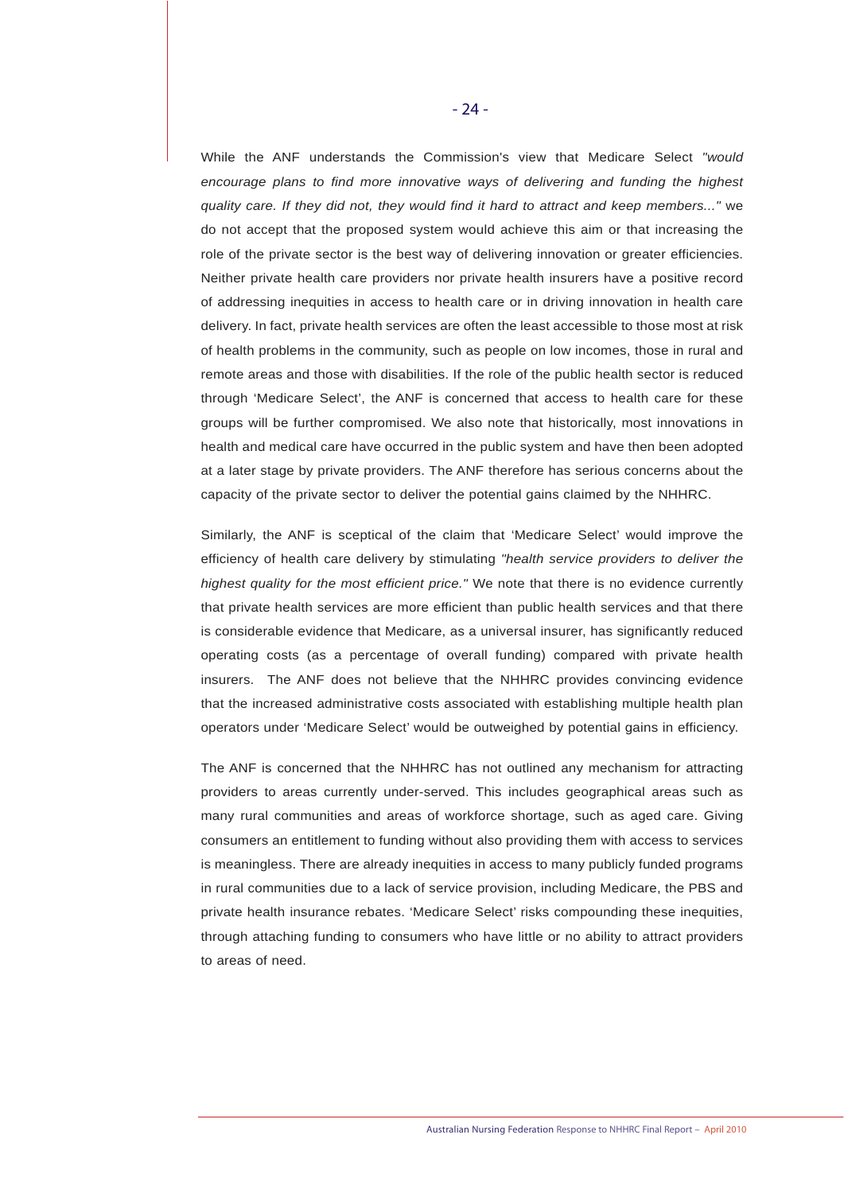While the ANF understands the Commission's view that Medicare Select *"would encourage plans to find more innovative ways of delivering and funding the highest quality care. If they did not, they would find it hard to attract and keep members..."* we do not accept that the proposed system would achieve this aim or that increasing the role of the private sector is the best way of delivering innovation or greater efficiencies. Neither private health care providers nor private health insurers have a positive record of addressing inequities in access to health care or in driving innovation in health care delivery. In fact, private health services are often the least accessible to those most at risk of health problems in the community, such as people on low incomes, those in rural and remote areas and those with disabilities. If the role of the public health sector is reduced through 'Medicare Select', the ANF is concerned that access to health care for these groups will be further compromised. We also note that historically, most innovations in health and medical care have occurred in the public system and have then been adopted at a later stage by private providers. The ANF therefore has serious concerns about the capacity of the private sector to deliver the potential gains claimed by the NHHRC.

Similarly, the ANF is sceptical of the claim that 'Medicare Select' would improve the efficiency of health care delivery by stimulating *"health service providers to deliver the highest quality for the most efficient price."* We note that there is no evidence currently that private health services are more efficient than public health services and that there is considerable evidence that Medicare, as a universal insurer, has significantly reduced operating costs (as a percentage of overall funding) compared with private health insurers. The ANF does not believe that the NHHRC provides convincing evidence that the increased administrative costs associated with establishing multiple health plan operators under 'Medicare Select' would be outweighed by potential gains in efficiency.

The ANF is concerned that the NHHRC has not outlined any mechanism for attracting providers to areas currently under-served. This includes geographical areas such as many rural communities and areas of workforce shortage, such as aged care. Giving consumers an entitlement to funding without also providing them with access to services is meaningless. There are already inequities in access to many publicly funded programs in rural communities due to a lack of service provision, including Medicare, the PBS and private health insurance rebates. 'Medicare Select' risks compounding these inequities, through attaching funding to consumers who have little or no ability to attract providers to areas of need.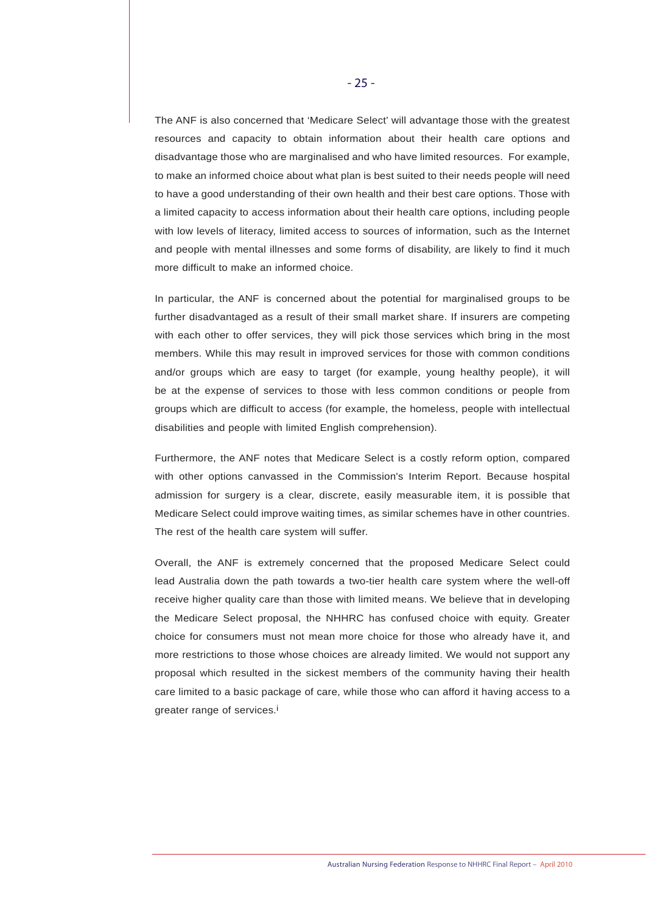The ANF is also concerned that 'Medicare Select' will advantage those with the greatest resources and capacity to obtain information about their health care options and disadvantage those who are marginalised and who have limited resources. For example, to make an informed choice about what plan is best suited to their needs people will need to have a good understanding of their own health and their best care options. Those with a limited capacity to access information about their health care options, including people with low levels of literacy, limited access to sources of information, such as the Internet and people with mental illnesses and some forms of disability, are likely to find it much more difficult to make an informed choice.

In particular, the ANF is concerned about the potential for marginalised groups to be further disadvantaged as a result of their small market share. If insurers are competing with each other to offer services, they will pick those services which bring in the most members. While this may result in improved services for those with common conditions and/or groups which are easy to target (for example, young healthy people), it will be at the expense of services to those with less common conditions or people from groups which are difficult to access (for example, the homeless, people with intellectual disabilities and people with limited English comprehension).

Furthermore, the ANF notes that Medicare Select is a costly reform option, compared with other options canvassed in the Commission's Interim Report. Because hospital admission for surgery is a clear, discrete, easily measurable item, it is possible that Medicare Select could improve waiting times, as similar schemes have in other countries. The rest of the health care system will suffer.

Overall, the ANF is extremely concerned that the proposed Medicare Select could lead Australia down the path towards a two-tier health care system where the well-off receive higher quality care than those with limited means. We believe that in developing the Medicare Select proposal, the NHHRC has confused choice with equity. Greater choice for consumers must not mean more choice for those who already have it, and more restrictions to those whose choices are already limited. We would not support any proposal which resulted in the sickest members of the community having their health care limited to a basic package of care, while those who can afford it having access to a greater range of services.[i]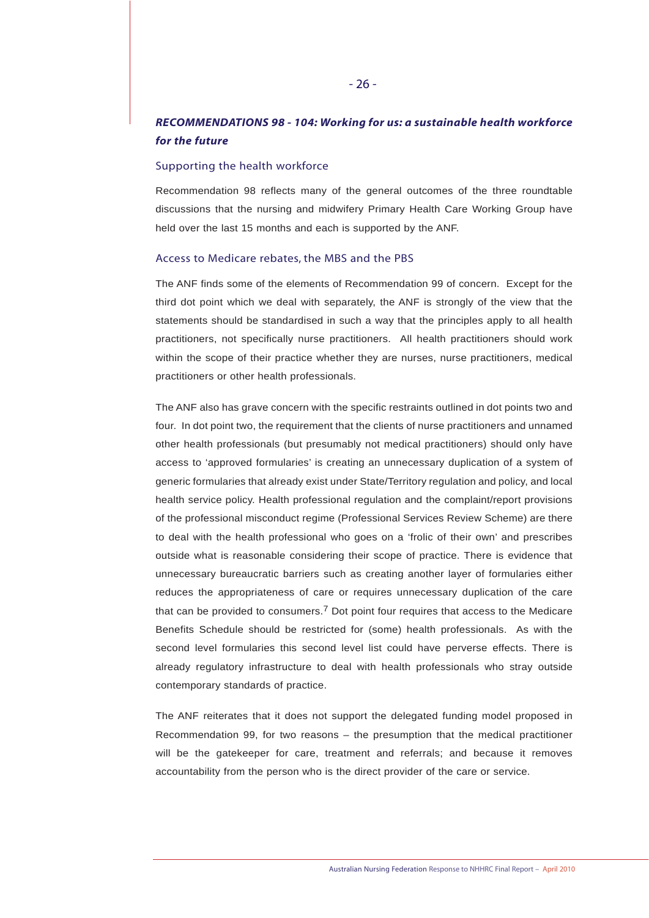## ***RECOMMENDATIONS 98 - 104: Working for us: a sustainable health workforce for the future***

### Supporting the health workforce

Recommendation 98 reflects many of the general outcomes of the three roundtable discussions that the nursing and midwifery Primary Health Care Working Group have held over the last 15 months and each is supported by the ANF.

### Access to Medicare rebates, the MBS and the PBS

The ANF finds some of the elements of Recommendation 99 of concern. Except for the third dot point which we deal with separately, the ANF is strongly of the view that the statements should be standardised in such a way that the principles apply to all health practitioners, not specifically nurse practitioners. All health practitioners should work within the scope of their practice whether they are nurses, nurse practitioners, medical practitioners or other health professionals.

The ANF also has grave concern with the specific restraints outlined in dot points two and four. In dot point two, the requirement that the clients of nurse practitioners and unnamed other health professionals (but presumably not medical practitioners) should only have access to 'approved formularies' is creating an unnecessary duplication of a system of generic formularies that already exist under State/Territory regulation and policy, and local health service policy. Health professional regulation and the complaint/report provisions of the professional misconduct regime (Professional Services Review Scheme) are there to deal with the health professional who goes on a 'frolic of their own' and prescribes outside what is reasonable considering their scope of practice. There is evidence that unnecessary bureaucratic barriers such as creating another layer of formularies either reduces the appropriateness of care or requires unnecessary duplication of the care that can be provided to consumers.[7] Dot point four requires that access to the Medicare Benefits Schedule should be restricted for (some) health professionals. As with the second level formularies this second level list could have perverse effects. There is already regulatory infrastructure to deal with health professionals who stray outside contemporary standards of practice.

The ANF reiterates that it does not support the delegated funding model proposed in Recommendation 99, for two reasons – the presumption that the medical practitioner will be the gatekeeper for care, treatment and referrals; and because it removes accountability from the person who is the direct provider of the care or service.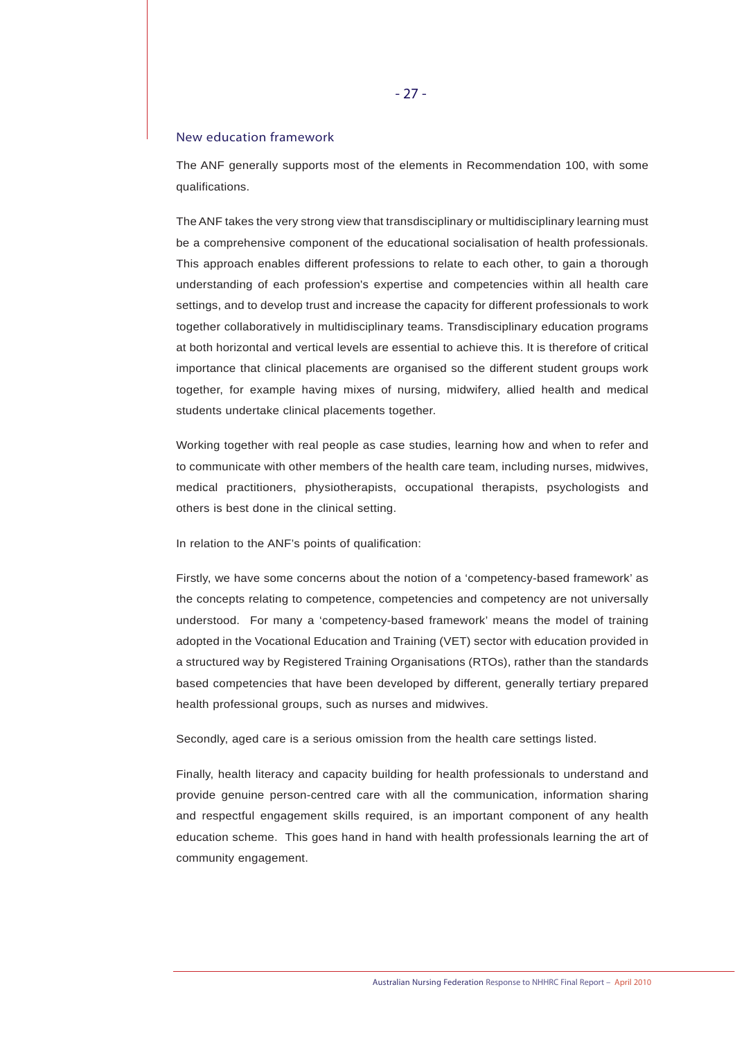## New education framework

The ANF generally supports most of the elements in Recommendation 100, with some qualifications.

The ANF takes the very strong view that transdisciplinary or multidisciplinary learning must be a comprehensive component of the educational socialisation of health professionals. This approach enables different professions to relate to each other, to gain a thorough understanding of each profession's expertise and competencies within all health care settings, and to develop trust and increase the capacity for different professionals to work together collaboratively in multidisciplinary teams. Transdisciplinary education programs at both horizontal and vertical levels are essential to achieve this. It is therefore of critical importance that clinical placements are organised so the different student groups work together, for example having mixes of nursing, midwifery, allied health and medical students undertake clinical placements together.

Working together with real people as case studies, learning how and when to refer and to communicate with other members of the health care team, including nurses, midwives, medical practitioners, physiotherapists, occupational therapists, psychologists and others is best done in the clinical setting.

In relation to the ANF's points of qualification:

Firstly, we have some concerns about the notion of a 'competency-based framework' as the concepts relating to competence, competencies and competency are not universally understood. For many a 'competency-based framework' means the model of training adopted in the Vocational Education and Training (VET) sector with education provided in a structured way by Registered Training Organisations (RTOs), rather than the standards based competencies that have been developed by different, generally tertiary prepared health professional groups, such as nurses and midwives.

Secondly, aged care is a serious omission from the health care settings listed.

Finally, health literacy and capacity building for health professionals to understand and provide genuine person-centred care with all the communication, information sharing and respectful engagement skills required, is an important component of any health education scheme. This goes hand in hand with health professionals learning the art of community engagement.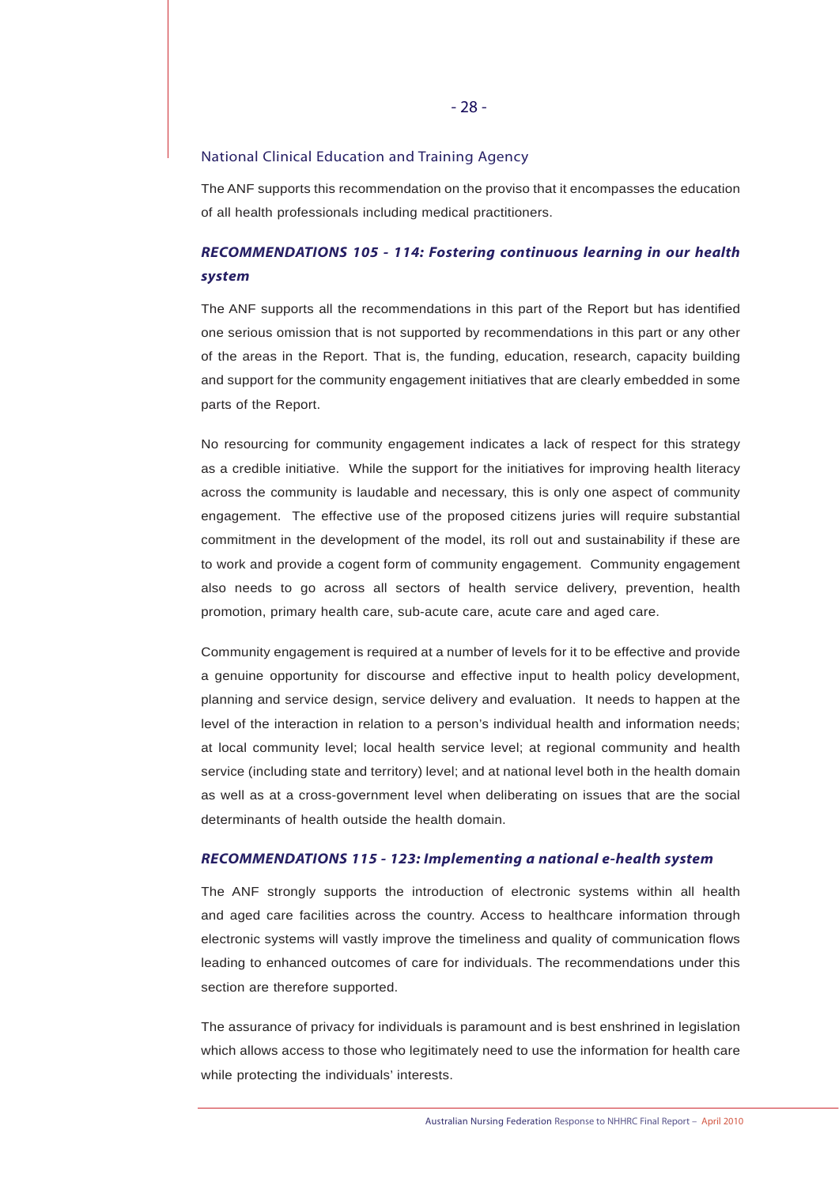### National Clinical Education and Training Agency

The ANF supports this recommendation on the proviso that it encompasses the education of all health professionals including medical practitioners.

## *RECOMMENDATIONS 105 - 114: Fostering continuous learning in our health system*

The ANF supports all the recommendations in this part of the Report but has identified one serious omission that is not supported by recommendations in this part or any other of the areas in the Report. That is, the funding, education, research, capacity building and support for the community engagement initiatives that are clearly embedded in some parts of the Report.

No resourcing for community engagement indicates a lack of respect for this strategy as a credible initiative. While the support for the initiatives for improving health literacy across the community is laudable and necessary, this is only one aspect of community engagement. The effective use of the proposed citizens juries will require substantial commitment in the development of the model, its roll out and sustainability if these are to work and provide a cogent form of community engagement. Community engagement also needs to go across all sectors of health service delivery, prevention, health promotion, primary health care, sub-acute care, acute care and aged care.

Community engagement is required at a number of levels for it to be effective and provide a genuine opportunity for discourse and effective input to health policy development, planning and service design, service delivery and evaluation. It needs to happen at the level of the interaction in relation to a person's individual health and information needs; at local community level; local health service level; at regional community and health service (including state and territory) level; and at national level both in the health domain as well as at a cross-government level when deliberating on issues that are the social determinants of health outside the health domain.

## *RECOMMENDATIONS 115 - 123: Implementing a national e-health system*

The ANF strongly supports the introduction of electronic systems within all health and aged care facilities across the country. Access to healthcare information through electronic systems will vastly improve the timeliness and quality of communication flows leading to enhanced outcomes of care for individuals. The recommendations under this section are therefore supported.

The assurance of privacy for individuals is paramount and is best enshrined in legislation which allows access to those who legitimately need to use the information for health care while protecting the individuals' interests.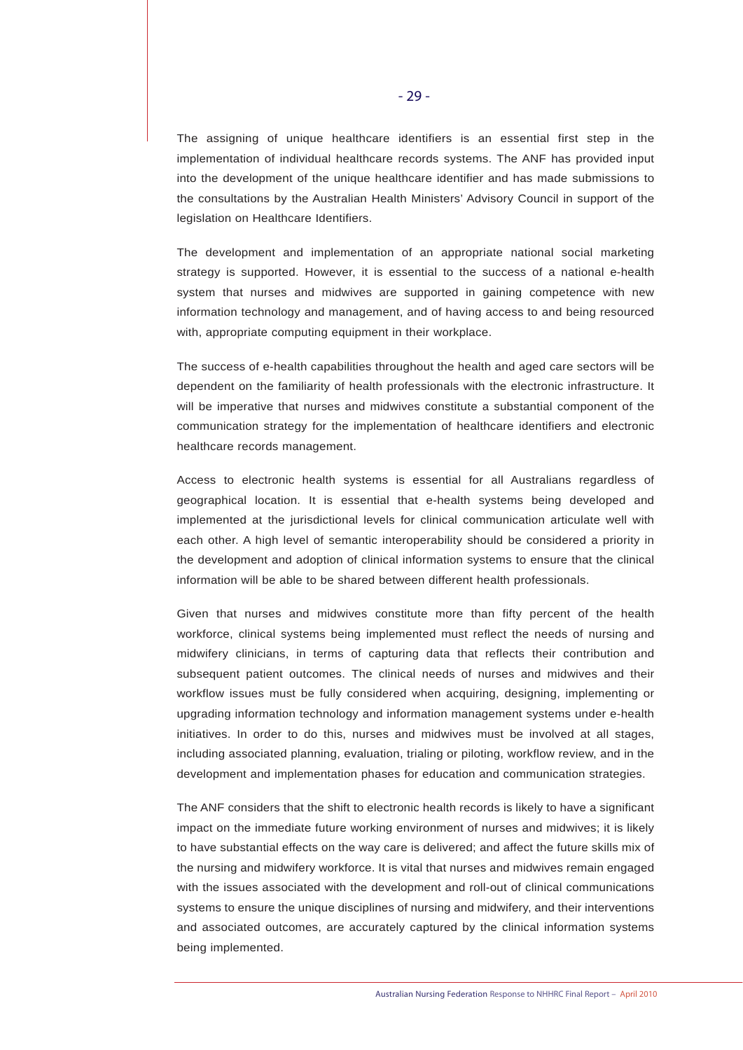The assigning of unique healthcare identifiers is an essential first step in the implementation of individual healthcare records systems. The ANF has provided input into the development of the unique healthcare identifier and has made submissions to the consultations by the Australian Health Ministers' Advisory Council in support of the legislation on Healthcare Identifiers.

The development and implementation of an appropriate national social marketing strategy is supported. However, it is essential to the success of a national e-health system that nurses and midwives are supported in gaining competence with new information technology and management, and of having access to and being resourced with, appropriate computing equipment in their workplace.

The success of e-health capabilities throughout the health and aged care sectors will be dependent on the familiarity of health professionals with the electronic infrastructure. It will be imperative that nurses and midwives constitute a substantial component of the communication strategy for the implementation of healthcare identifiers and electronic healthcare records management.

Access to electronic health systems is essential for all Australians regardless of geographical location. It is essential that e-health systems being developed and implemented at the jurisdictional levels for clinical communication articulate well with each other. A high level of semantic interoperability should be considered a priority in the development and adoption of clinical information systems to ensure that the clinical information will be able to be shared between different health professionals.

Given that nurses and midwives constitute more than fifty percent of the health workforce, clinical systems being implemented must reflect the needs of nursing and midwifery clinicians, in terms of capturing data that reflects their contribution and subsequent patient outcomes. The clinical needs of nurses and midwives and their workflow issues must be fully considered when acquiring, designing, implementing or upgrading information technology and information management systems under e-health initiatives. In order to do this, nurses and midwives must be involved at all stages, including associated planning, evaluation, trialing or piloting, workflow review, and in the development and implementation phases for education and communication strategies.

The ANF considers that the shift to electronic health records is likely to have a significant impact on the immediate future working environment of nurses and midwives; it is likely to have substantial effects on the way care is delivered; and affect the future skills mix of the nursing and midwifery workforce. It is vital that nurses and midwives remain engaged with the issues associated with the development and roll-out of clinical communications systems to ensure the unique disciplines of nursing and midwifery, and their interventions and associated outcomes, are accurately captured by the clinical information systems being implemented.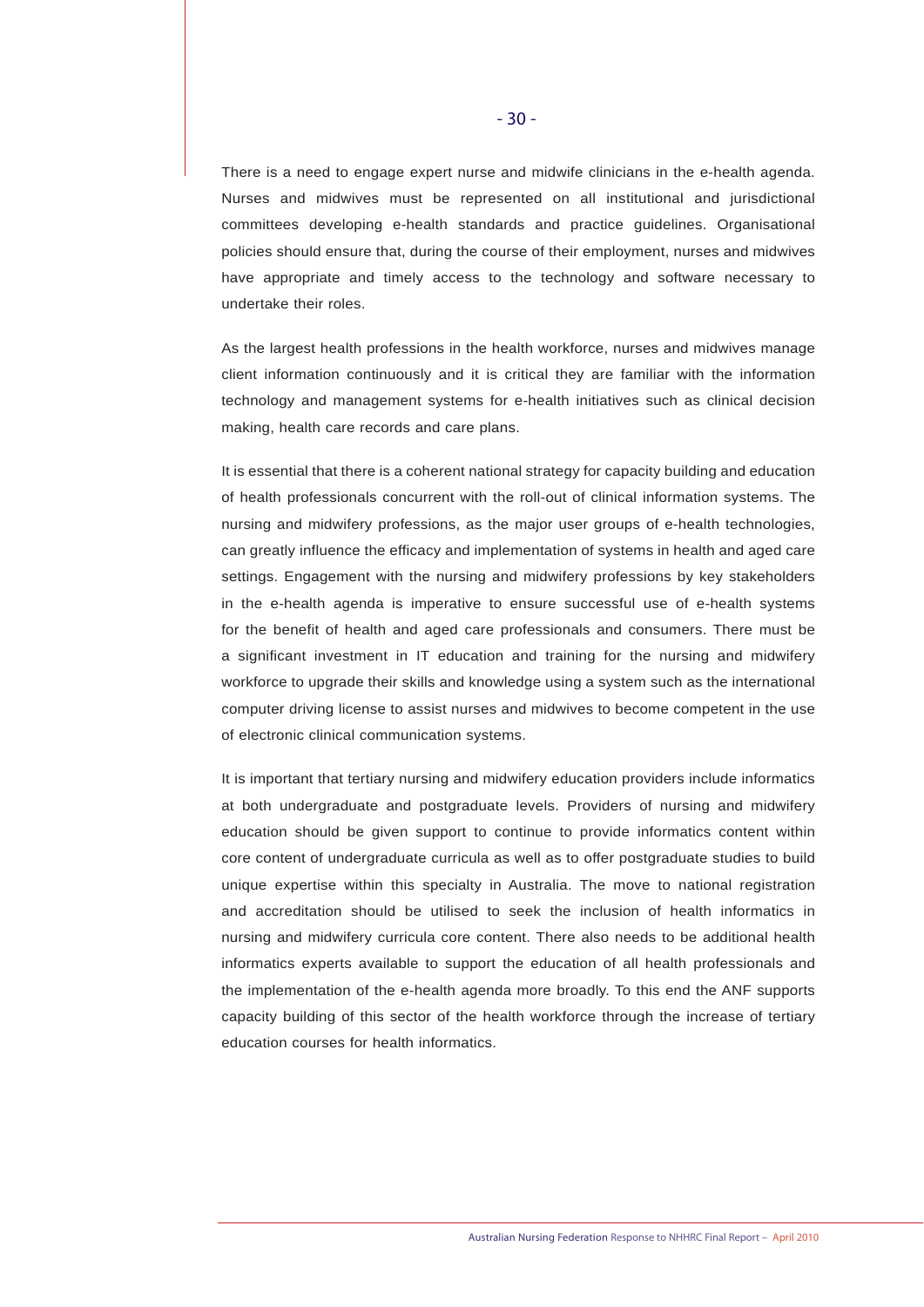There is a need to engage expert nurse and midwife clinicians in the e-health agenda. Nurses and midwives must be represented on all institutional and jurisdictional committees developing e-health standards and practice guidelines. Organisational policies should ensure that, during the course of their employment, nurses and midwives have appropriate and timely access to the technology and software necessary to undertake their roles.

As the largest health professions in the health workforce, nurses and midwives manage client information continuously and it is critical they are familiar with the information technology and management systems for e-health initiatives such as clinical decision making, health care records and care plans.

It is essential that there is a coherent national strategy for capacity building and education of health professionals concurrent with the roll-out of clinical information systems. The nursing and midwifery professions, as the major user groups of e-health technologies, can greatly influence the efficacy and implementation of systems in health and aged care settings. Engagement with the nursing and midwifery professions by key stakeholders in the e-health agenda is imperative to ensure successful use of e-health systems for the benefit of health and aged care professionals and consumers. There must be a significant investment in IT education and training for the nursing and midwifery workforce to upgrade their skills and knowledge using a system such as the international computer driving license to assist nurses and midwives to become competent in the use of electronic clinical communication systems.

It is important that tertiary nursing and midwifery education providers include informatics at both undergraduate and postgraduate levels. Providers of nursing and midwifery education should be given support to continue to provide informatics content within core content of undergraduate curricula as well as to offer postgraduate studies to build unique expertise within this specialty in Australia. The move to national registration and accreditation should be utilised to seek the inclusion of health informatics in nursing and midwifery curricula core content. There also needs to be additional health informatics experts available to support the education of all health professionals and the implementation of the e-health agenda more broadly. To this end the ANF supports capacity building of this sector of the health workforce through the increase of tertiary education courses for health informatics.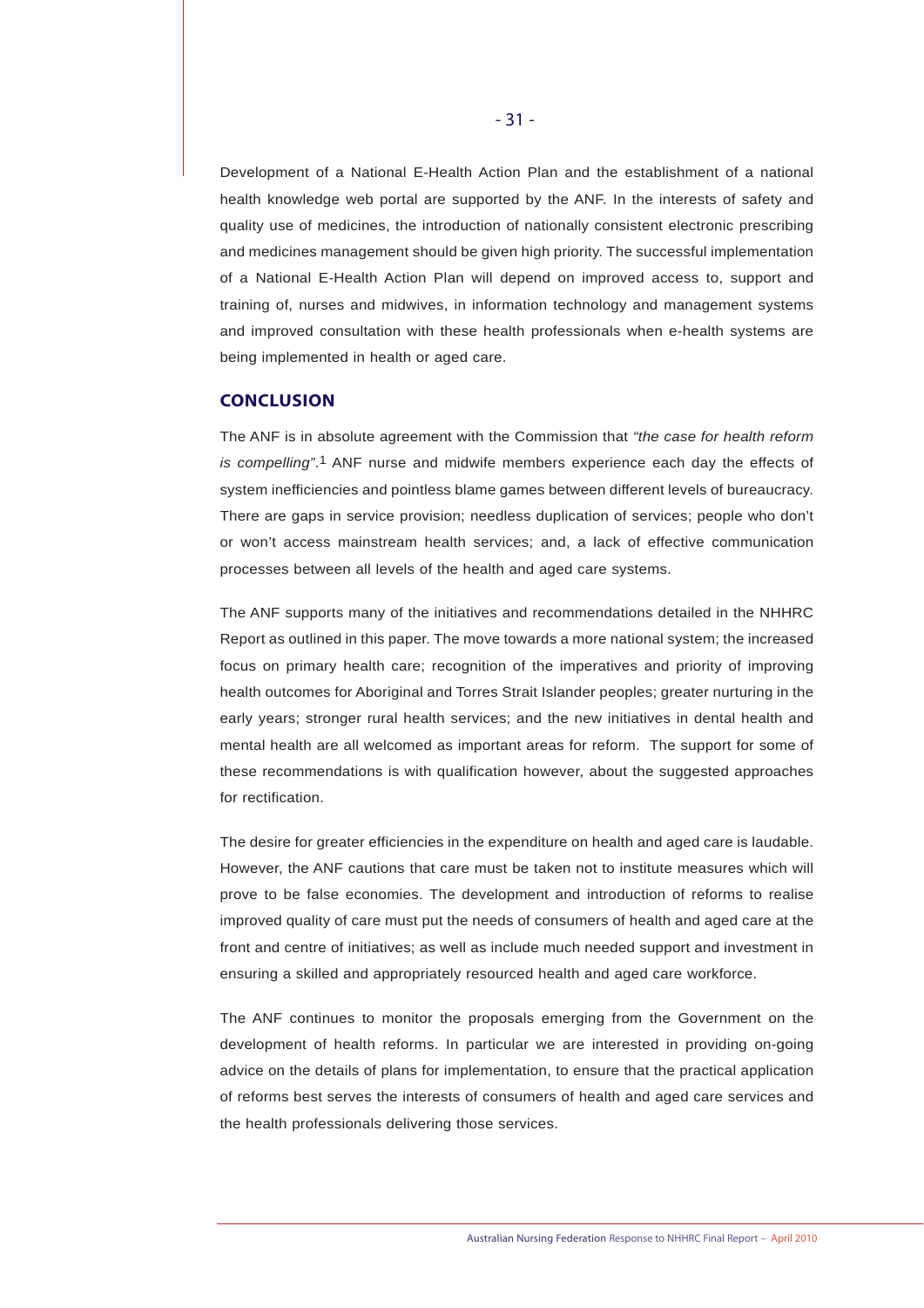Development of a National E-Health Action Plan and the establishment of a national health knowledge web portal are supported by the ANF. In the interests of safety and quality use of medicines, the introduction of nationally consistent electronic prescribing and medicines management should be given high priority. The successful implementation of a National E-Health Action Plan will depend on improved access to, support and training of, nurses and midwives, in information technology and management systems and improved consultation with these health professionals when e-health systems are being implemented in health or aged care.

## CONCLUSION

The ANF is in absolute agreement with the Commission that *"the case for health reform is compelling"*.[1] ANF nurse and midwife members experience each day the effects of system inefficiencies and pointless blame games between different levels of bureaucracy. There are gaps in service provision; needless duplication of services; people who don't or won't access mainstream health services; and, a lack of effective communication processes between all levels of the health and aged care systems.

The ANF supports many of the initiatives and recommendations detailed in the NHHRC Report as outlined in this paper. The move towards a more national system; the increased focus on primary health care; recognition of the imperatives and priority of improving health outcomes for Aboriginal and Torres Strait Islander peoples; greater nurturing in the early years; stronger rural health services; and the new initiatives in dental health and mental health are all welcomed as important areas for reform. The support for some of these recommendations is with qualification however, about the suggested approaches for rectification.

The desire for greater efficiencies in the expenditure on health and aged care is laudable. However, the ANF cautions that care must be taken not to institute measures which will prove to be false economies. The development and introduction of reforms to realise improved quality of care must put the needs of consumers of health and aged care at the front and centre of initiatives; as well as include much needed support and investment in ensuring a skilled and appropriately resourced health and aged care workforce.

The ANF continues to monitor the proposals emerging from the Government on the development of health reforms. In particular we are interested in providing on-going advice on the details of plans for implementation, to ensure that the practical application of reforms best serves the interests of consumers of health and aged care services and the health professionals delivering those services.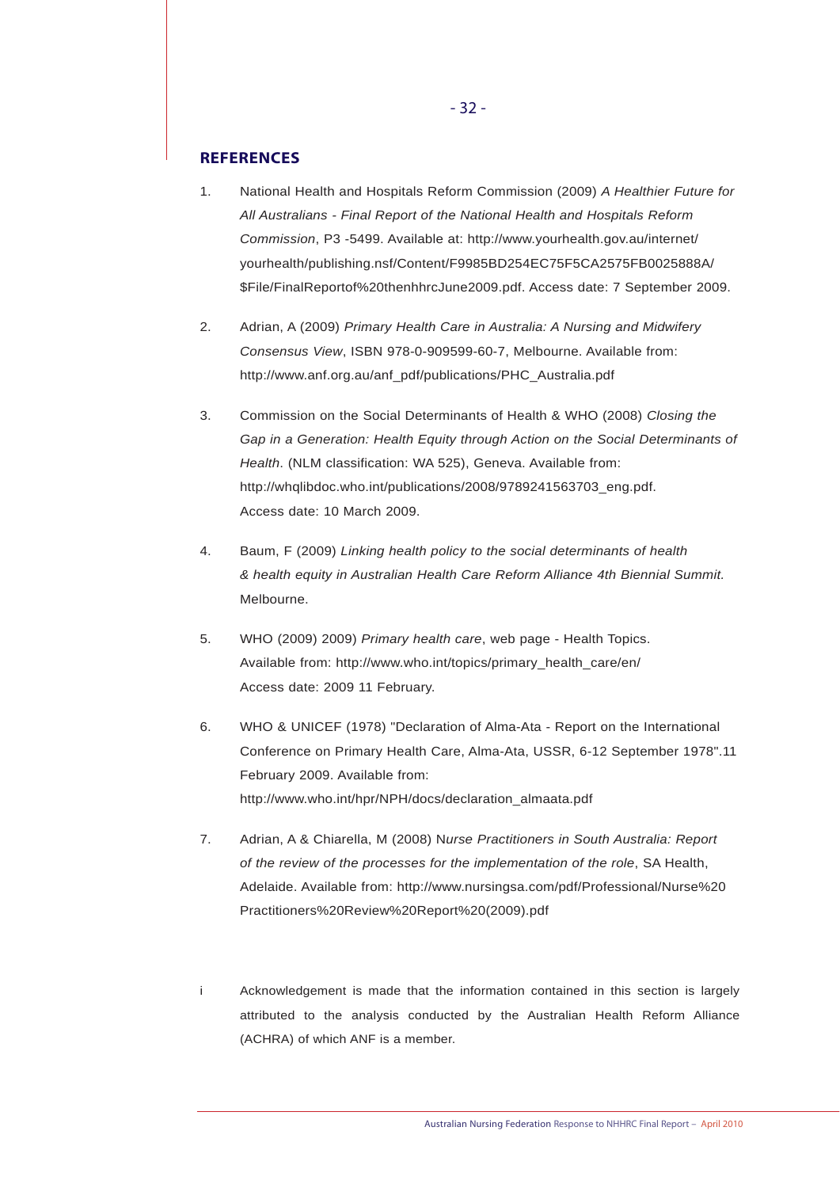## REFERENCES

1. National Health and Hospitals Reform Commission (2009) *A Healthier Future for All Australians - Final Report of the National Health and Hospitals Reform Commission*, P3 -5499. Available at: http://www.yourhealth.gov.au/internet/yourhealth/publishing.nsf/Content/F9985BD254EC75F5CA2575FB0025888A/$File/FinalReportof%20thenhhrcJune2009.pdf. Access date: 7 September 2009.

2. Adrian, A (2009) *Primary Health Care in Australia: A Nursing and Midwifery Consensus View*, ISBN 978-0-909599-60-7, Melbourne. Available from: http://www.anf.org.au/anf_pdf/publications/PHC_Australia.pdf

3. Commission on the Social Determinants of Health & WHO (2008) *Closing the Gap in a Generation: Health Equity through Action on the Social Determinants of Health*. (NLM classification: WA 525), Geneva. Available from: http://whqlibdoc.who.int/publications/2008/9789241563703_eng.pdf. Access date: 10 March 2009.

4. Baum, F (2009) *Linking health policy to the social determinants of health & health equity in Australian Health Care Reform Alliance 4th Biennial Summit.* Melbourne.

5. WHO (2009) 2009) *Primary health care*, web page - Health Topics. Available from: http://www.who.int/topics/primary_health_care/en/ Access date: 2009 11 February.

6. WHO & UNICEF (1978) "Declaration of Alma-Ata - Report on the International Conference on Primary Health Care, Alma-Ata, USSR, 6-12 September 1978".11 February 2009. Available from: http://www.who.int/hpr/NPH/docs/declaration_almaata.pdf

7. Adrian, A & Chiarella, M (2008) N*urse Practitioners in South Australia: Report of the review of the processes for the implementation of the role*, SA Health, Adelaide. Available from: http://www.nursingsa.com/pdf/Professional/Nurse%20Practitioners%20Review%20Report%20(2009).pdf

i Acknowledgement is made that the information contained in this section is largely attributed to the analysis conducted by the Australian Health Reform Alliance (ACHRA) of which ANF is a member.